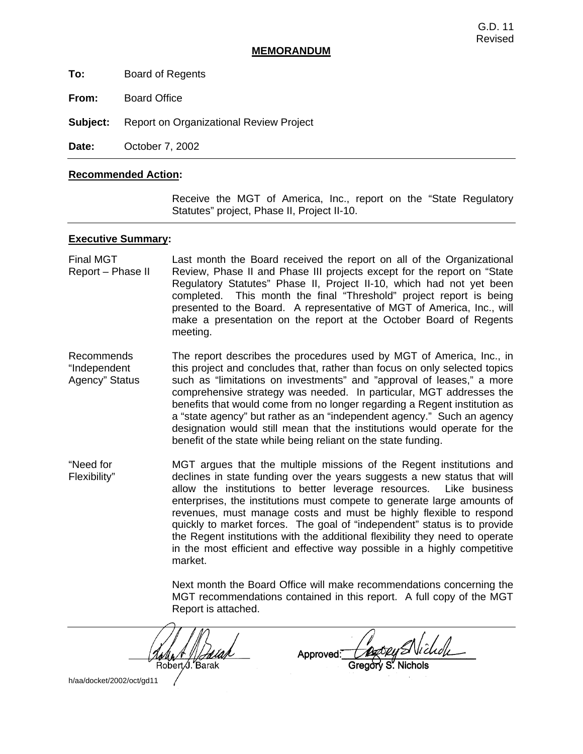G.D. 11
Revised

**MEMORANDUM**

**To:** Board of Regents

**From:** Board Office

**Subject:** Report on Organizational Review Project

**Date:** October 7, 2002

---

**Recommended Action:**

Receive the MGT of America, Inc., report on the "State Regulatory Statutes" project, Phase II, Project II-10.

---

**Executive Summary:**

Final MGT Report – Phase II

Last month the Board received the report on all of the Organizational Review, Phase II and Phase III projects except for the report on "State Regulatory Statutes" Phase II, Project II-10, which had not yet been completed. This month the final "Threshold" project report is being presented to the Board. A representative of MGT of America, Inc., will make a presentation on the report at the October Board of Regents meeting.

Recommends "Independent Agency" Status

The report describes the procedures used by MGT of America, Inc., in this project and concludes that, rather than focus on only selected topics such as "limitations on investments" and "approval of leases," a more comprehensive strategy was needed. In particular, MGT addresses the benefits that would come from no longer regarding a Regent institution as a "state agency" but rather as an "independent agency." Such an agency designation would still mean that the institutions would operate for the benefit of the state while being reliant on the state funding.

"Need for Flexibility"

MGT argues that the multiple missions of the Regent institutions and declines in state funding over the years suggests a new status that will allow the institutions to better leverage resources. Like business enterprises, the institutions must compete to generate large amounts of revenues, must manage costs and must be highly flexible to respond quickly to market forces. The goal of "independent" status is to provide the Regent institutions with the additional flexibility they need to operate in the most efficient and effective way possible in a highly competitive market.

Next month the Board Office will make recommendations concerning the MGT recommendations contained in this report. A full copy of the MGT Report is attached.

---

Robert J. Barak

Approved: Gregory S. Nichols

h/aa/docket/2002/oct/gd11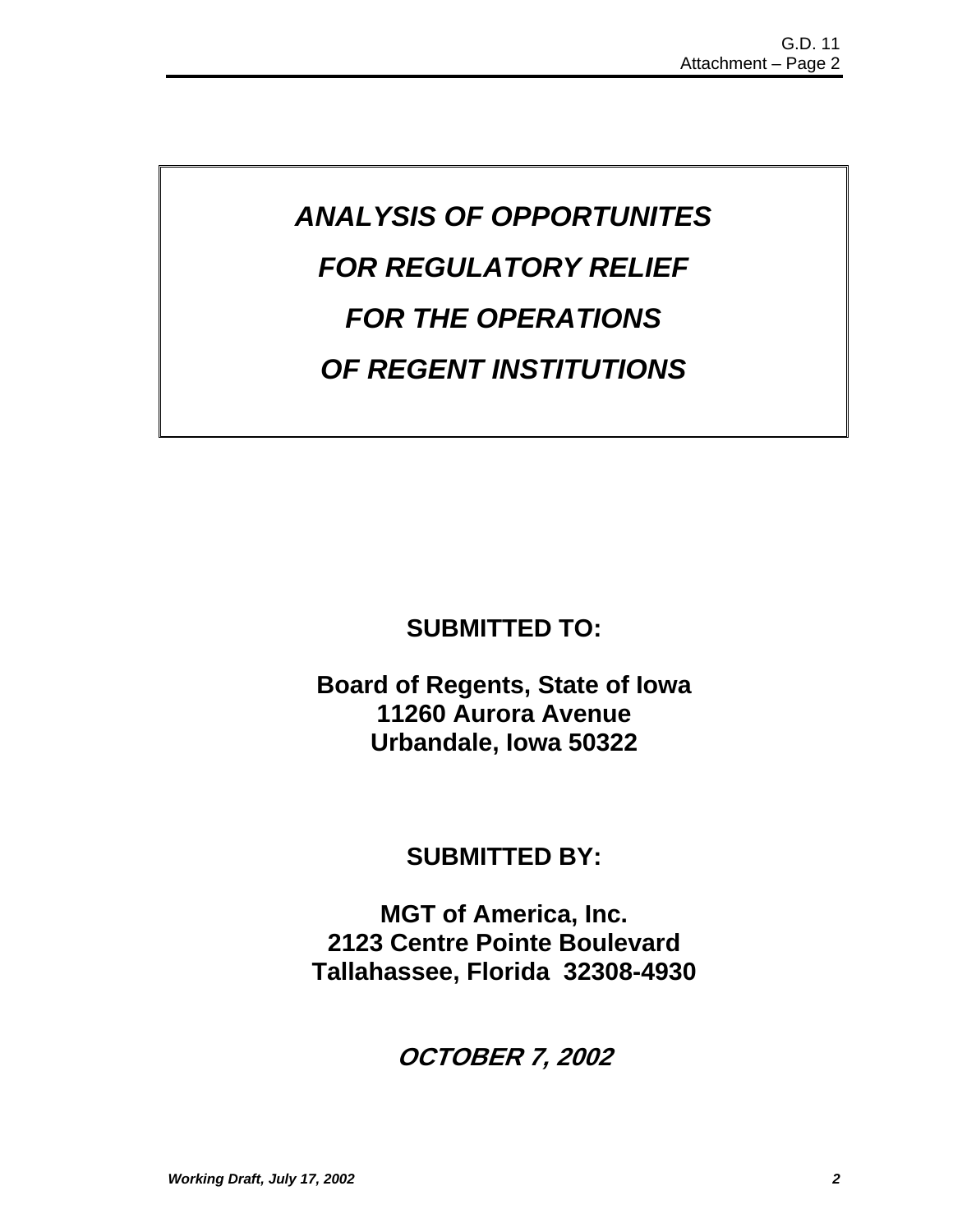# *ANALYSIS OF OPPORTUNITES FOR REGULATORY RELIEF FOR THE OPERATIONS OF REGENT INSTITUTIONS*

**SUBMITTED TO:**

**Board of Regents, State of Iowa**
**11260 Aurora Avenue**
**Urbandale, Iowa 50322**

**SUBMITTED BY:**

**MGT of America, Inc.**
**2123 Centre Pointe Boulevard**
**Tallahassee, Florida 32308-4930**

***OCTOBER 7, 2002***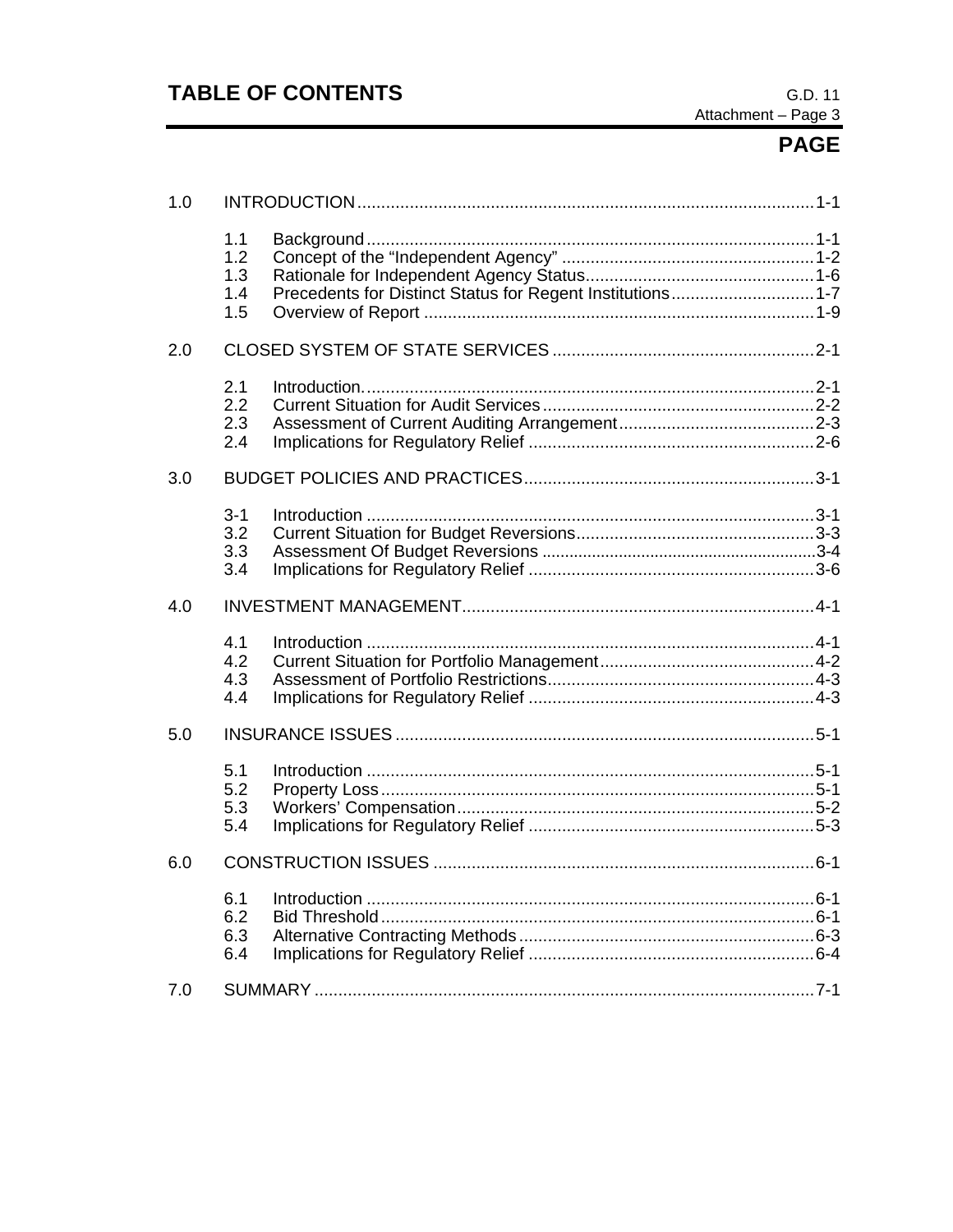# TABLE OF CONTENTS

**PAGE**

1.0 INTRODUCTION ........................................................ 1-1

- 1.1 Background ........................................................ 1-1
- 1.2 Concept of the "Independent Agency" ........................................................ 1-2
- 1.3 Rationale for Independent Agency Status ........................................................ 1-6
- 1.4 Precedents for Distinct Status for Regent Institutions ........................................................ 1-7
- 1.5 Overview of Report ........................................................ 1-9

2.0 CLOSED SYSTEM OF STATE SERVICES ........................................................ 2-1

- 2.1 Introduction. ........................................................ 2-1
- 2.2 Current Situation for Audit Services ........................................................ 2-2
- 2.3 Assessment of Current Auditing Arrangement ........................................................ 2-3
- 2.4 Implications for Regulatory Relief ........................................................ 2-6

3.0 BUDGET POLICIES AND PRACTICES ........................................................ 3-1

- 3-1 Introduction ........................................................ 3-1
- 3.2 Current Situation for Budget Reversions ........................................................ 3-3
- 3.3 Assessment Of Budget Reversions ........................................................ 3-4
- 3.4 Implications for Regulatory Relief ........................................................ 3-6

4.0 INVESTMENT MANAGEMENT ........................................................ 4-1

- 4.1 Introduction ........................................................ 4-1
- 4.2 Current Situation for Portfolio Management ........................................................ 4-2
- 4.3 Assessment of Portfolio Restrictions ........................................................ 4-3
- 4.4 Implications for Regulatory Relief ........................................................ 4-3

5.0 INSURANCE ISSUES ........................................................ 5-1

- 5.1 Introduction ........................................................ 5-1
- 5.2 Property Loss ........................................................ 5-1
- 5.3 Workers' Compensation ........................................................ 5-2
- 5.4 Implications for Regulatory Relief ........................................................ 5-3

6.0 CONSTRUCTION ISSUES ........................................................ 6-1

- 6.1 Introduction ........................................................ 6-1
- 6.2 Bid Threshold ........................................................ 6-1
- 6.3 Alternative Contracting Methods ........................................................ 6-3
- 6.4 Implications for Regulatory Relief ........................................................ 6-4

7.0 SUMMARY ........................................................ 7-1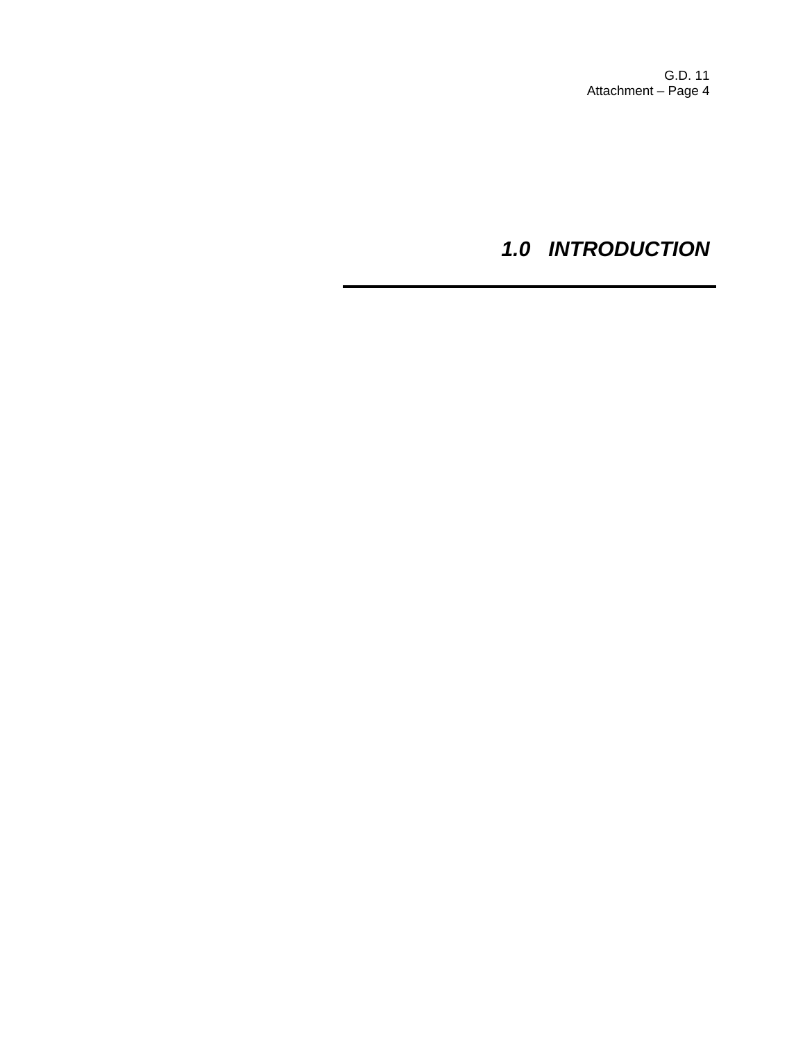# *1.0 INTRODUCTION*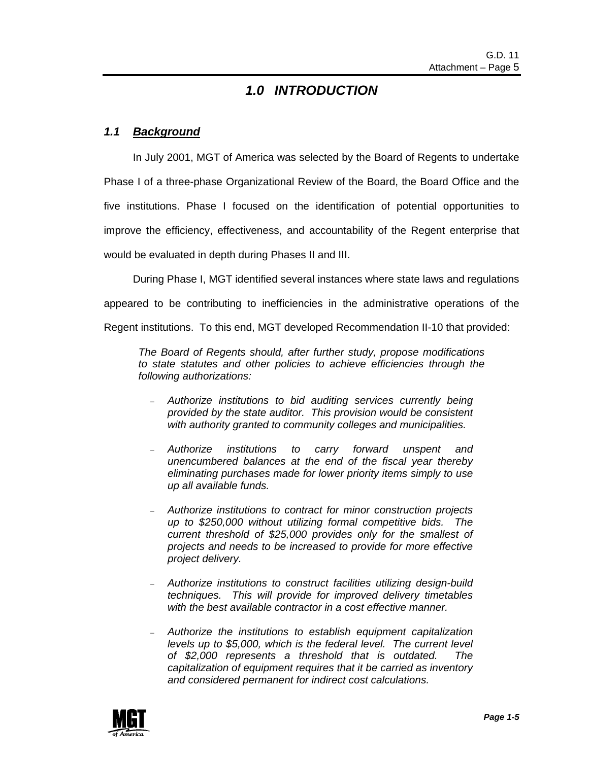# *1.0 INTRODUCTION*

## *1.1 Background*

In July 2001, MGT of America was selected by the Board of Regents to undertake Phase I of a three-phase Organizational Review of the Board, the Board Office and the five institutions. Phase I focused on the identification of potential opportunities to improve the efficiency, effectiveness, and accountability of the Regent enterprise that would be evaluated in depth during Phases II and III.

During Phase I, MGT identified several instances where state laws and regulations appeared to be contributing to inefficiencies in the administrative operations of the Regent institutions. To this end, MGT developed Recommendation II-10 that provided:

> *The Board of Regents should, after further study, propose modifications to state statutes and other policies to achieve efficiencies through the following authorizations:*
>
> - *Authorize institutions to bid auditing services currently being provided by the state auditor. This provision would be consistent with authority granted to community colleges and municipalities.*
> - *Authorize institutions to carry forward unspent and unencumbered balances at the end of the fiscal year thereby eliminating purchases made for lower priority items simply to use up all available funds.*
> - *Authorize institutions to contract for minor construction projects up to $250,000 without utilizing formal competitive bids. The current threshold of $25,000 provides only for the smallest of projects and needs to be increased to provide for more effective project delivery.*
> - *Authorize institutions to construct facilities utilizing design-build techniques. This will provide for improved delivery timetables with the best available contractor in a cost effective manner.*
> - *Authorize the institutions to establish equipment capitalization levels up to $5,000, which is the federal level. The current level of $2,000 represents a threshold that is outdated. The capitalization of equipment requires that it be carried as inventory and considered permanent for indirect cost calculations.*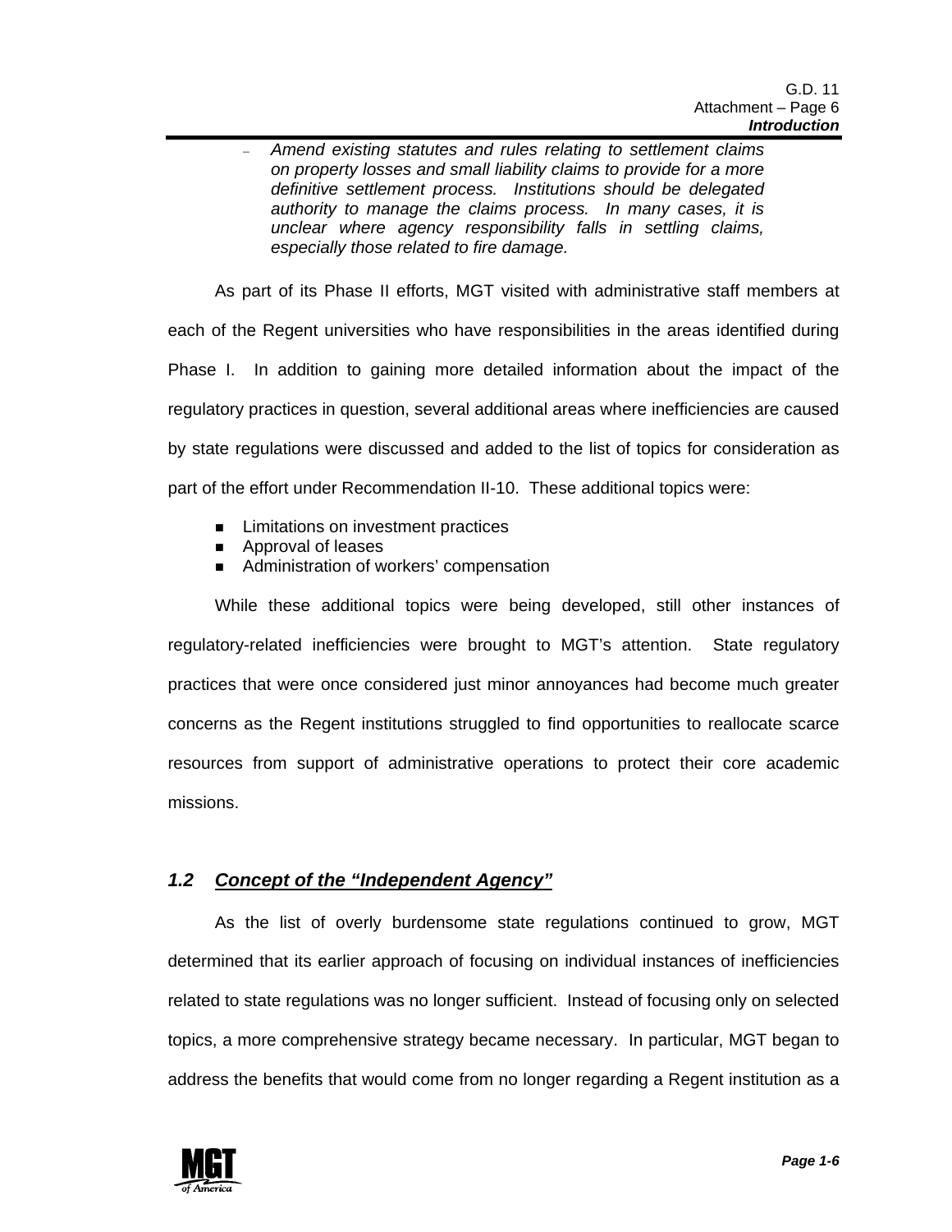- *Amend existing statutes and rules relating to settlement claims on property losses and small liability claims to provide for a more definitive settlement process. Institutions should be delegated authority to manage the claims process. In many cases, it is unclear where agency responsibility falls in settling claims, especially those related to fire damage.*

As part of its Phase II efforts, MGT visited with administrative staff members at each of the Regent universities who have responsibilities in the areas identified during Phase I. In addition to gaining more detailed information about the impact of the regulatory practices in question, several additional areas where inefficiencies are caused by state regulations were discussed and added to the list of topics for consideration as part of the effort under Recommendation II-10. These additional topics were:

- Limitations on investment practices
- Approval of leases
- Administration of workers' compensation

While these additional topics were being developed, still other instances of regulatory-related inefficiencies were brought to MGT's attention. State regulatory practices that were once considered just minor annoyances had become much greater concerns as the Regent institutions struggled to find opportunities to reallocate scarce resources from support of administrative operations to protect their core academic missions.

## 1.2 Concept of the "Independent Agency"

As the list of overly burdensome state regulations continued to grow, MGT determined that its earlier approach of focusing on individual instances of inefficiencies related to state regulations was no longer sufficient. Instead of focusing only on selected topics, a more comprehensive strategy became necessary. In particular, MGT began to address the benefits that would come from no longer regarding a Regent institution as a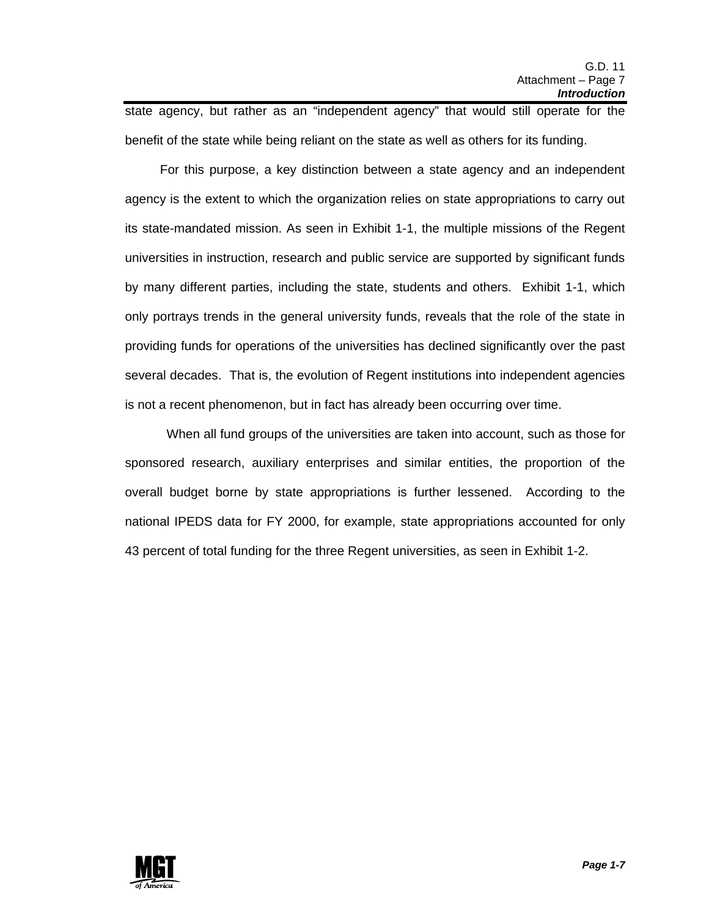state agency, but rather as an "independent agency" that would still operate for the benefit of the state while being reliant on the state as well as others for its funding.

For this purpose, a key distinction between a state agency and an independent agency is the extent to which the organization relies on state appropriations to carry out its state-mandated mission. As seen in Exhibit 1-1, the multiple missions of the Regent universities in instruction, research and public service are supported by significant funds by many different parties, including the state, students and others. Exhibit 1-1, which only portrays trends in the general university funds, reveals that the role of the state in providing funds for operations of the universities has declined significantly over the past several decades. That is, the evolution of Regent institutions into independent agencies is not a recent phenomenon, but in fact has already been occurring over time.

When all fund groups of the universities are taken into account, such as those for sponsored research, auxiliary enterprises and similar entities, the proportion of the overall budget borne by state appropriations is further lessened. According to the national IPEDS data for FY 2000, for example, state appropriations accounted for only 43 percent of total funding for the three Regent universities, as seen in Exhibit 1-2.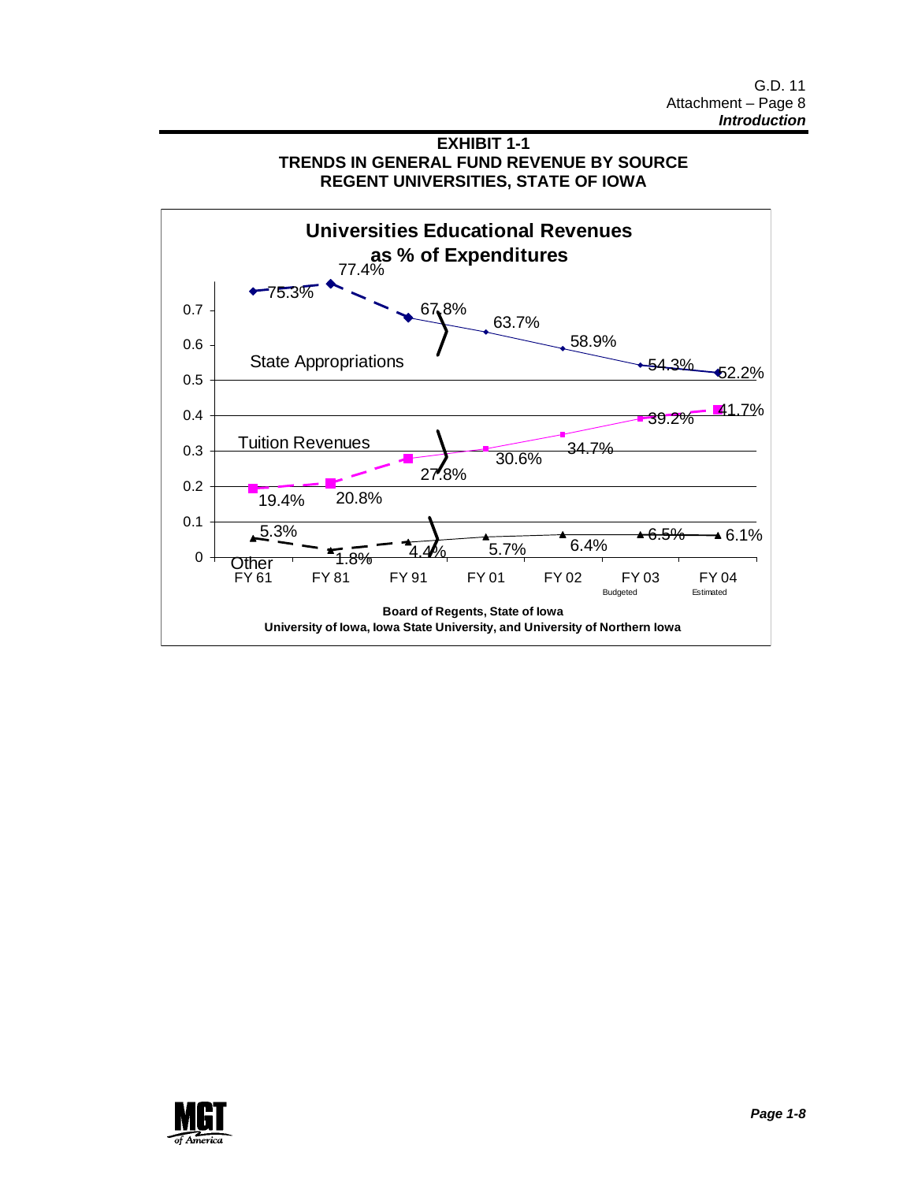**EXHIBIT 1-1**
**TRENDS IN GENERAL FUND REVENUE BY SOURCE**
**REGENT UNIVERSITIES, STATE OF IOWA**

**Universities Educational Revenues as % of Expenditures**

| Source | FY 61 | FY 81 | FY 91 | FY 01 | FY 02 | FY 03 Budgeted | FY 04 Estimated |
|---|---|---|---|---|---|---|---|
| State Appropriations | 75.3% | 77.4% | 67.8% | 63.7% | 58.9% | 54.3% | 52.2% |
| Tuition Revenues | 19.4% | 20.8% | 27.8% | 30.6% | 34.7% | 39.2% | 41.7% |
| Other | 5.3% | 1.8% | 4.4% | 5.7% | 6.4% | 6.5% | 6.1% |

**Board of Regents, State of Iowa**
**University of Iowa, Iowa State University, and University of Northern Iowa**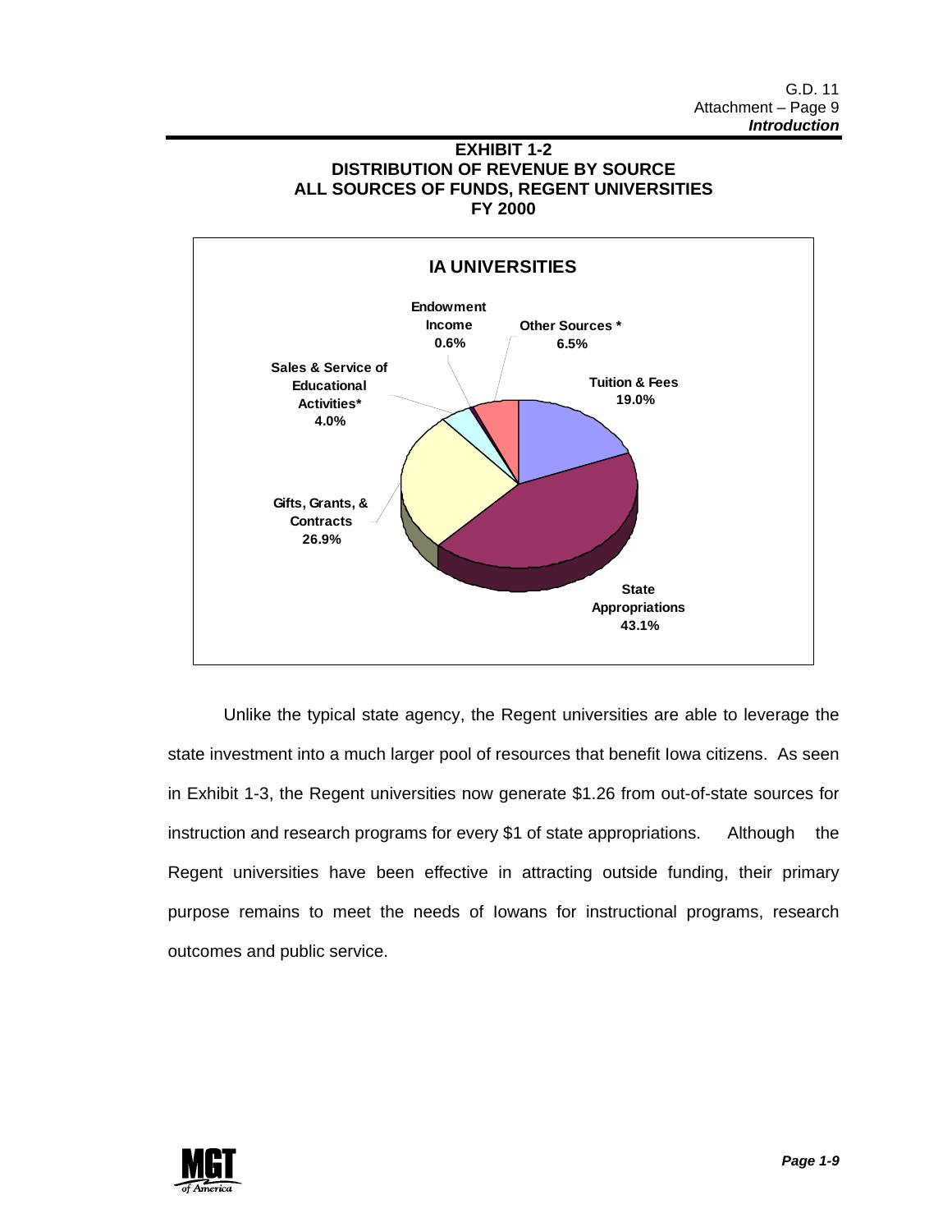**EXHIBIT 1-2**
**DISTRIBUTION OF REVENUE BY SOURCE**
**ALL SOURCES OF FUNDS, REGENT UNIVERSITIES**
**FY 2000**

**IA UNIVERSITIES**

| Source | Percent |
|---|---|
| Tuition & Fees | 19.0% |
| State Appropriations | 43.1% |
| Gifts, Grants, & Contracts | 26.9% |
| Sales & Service of Educational Activities* | 4.0% |
| Endowment Income | 0.6% |
| Other Sources * | 6.5% |

Unlike the typical state agency, the Regent universities are able to leverage the state investment into a much larger pool of resources that benefit Iowa citizens. As seen in Exhibit 1-3, the Regent universities now generate $1.26 from out-of-state sources for instruction and research programs for every $1 of state appropriations. Although the Regent universities have been effective in attracting outside funding, their primary purpose remains to meet the needs of Iowans for instructional programs, research outcomes and public service.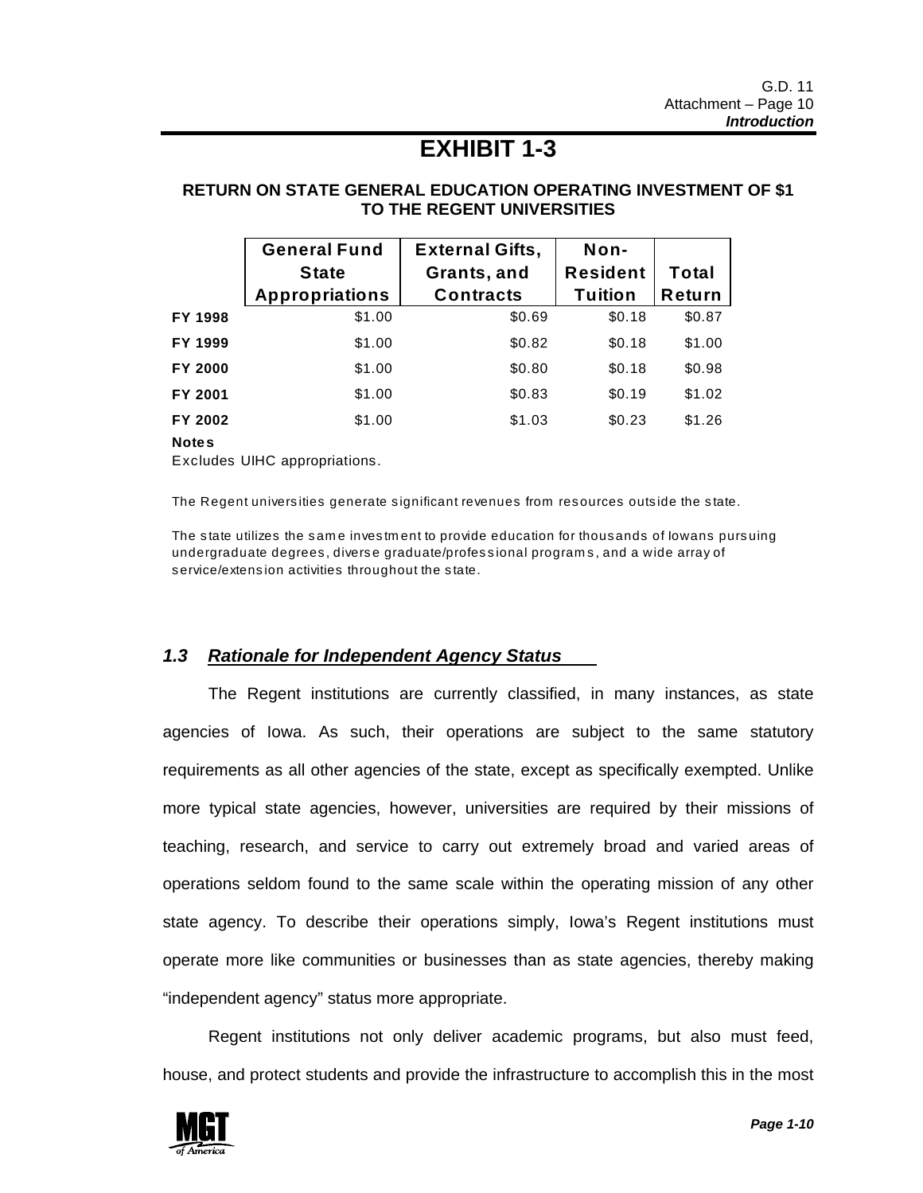# EXHIBIT 1-3

**RETURN ON STATE GENERAL EDUCATION OPERATING INVESTMENT OF $1 TO THE REGENT UNIVERSITIES**

| | General Fund State Appropriations | External Gifts, Grants, and Contracts | Non-Resident Tuition | Total Return |
|---|---|---|---|---|
| **FY 1998** | $1.00 | $0.69 | $0.18 | $0.87 |
| **FY 1999** | $1.00 | $0.82 | $0.18 | $1.00 |
| **FY 2000** | $1.00 | $0.80 | $0.18 | $0.98 |
| **FY 2001** | $1.00 | $0.83 | $0.19 | $1.02 |
| **FY 2002** | $1.00 | $1.03 | $0.23 | $1.26 |

**Notes**

Excludes UIHC appropriations.

The Regent universities generate significant revenues from resources outside the state.

The state utilizes the same investment to provide education for thousands of Iowans pursuing undergraduate degrees, diverse graduate/professional programs, and a wide array of service/extension activities throughout the state.

## *1.3 Rationale for Independent Agency Status*

The Regent institutions are currently classified, in many instances, as state agencies of Iowa. As such, their operations are subject to the same statutory requirements as all other agencies of the state, except as specifically exempted. Unlike more typical state agencies, however, universities are required by their missions of teaching, research, and service to carry out extremely broad and varied areas of operations seldom found to the same scale within the operating mission of any other state agency. To describe their operations simply, Iowa's Regent institutions must operate more like communities or businesses than as state agencies, thereby making "independent agency" status more appropriate.

Regent institutions not only deliver academic programs, but also must feed, house, and protect students and provide the infrastructure to accomplish this in the most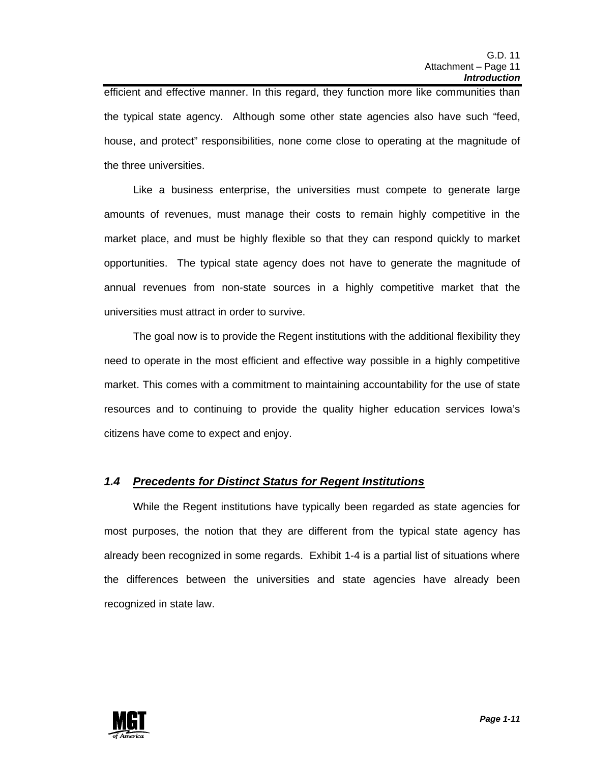efficient and effective manner. In this regard, they function more like communities than the typical state agency. Although some other state agencies also have such "feed, house, and protect" responsibilities, none come close to operating at the magnitude of the three universities.

Like a business enterprise, the universities must compete to generate large amounts of revenues, must manage their costs to remain highly competitive in the market place, and must be highly flexible so that they can respond quickly to market opportunities. The typical state agency does not have to generate the magnitude of annual revenues from non-state sources in a highly competitive market that the universities must attract in order to survive.

The goal now is to provide the Regent institutions with the additional flexibility they need to operate in the most efficient and effective way possible in a highly competitive market. This comes with a commitment to maintaining accountability for the use of state resources and to continuing to provide the quality higher education services Iowa's citizens have come to expect and enjoy.

### *1.4 Precedents for Distinct Status for Regent Institutions*

While the Regent institutions have typically been regarded as state agencies for most purposes, the notion that they are different from the typical state agency has already been recognized in some regards. Exhibit 1-4 is a partial list of situations where the differences between the universities and state agencies have already been recognized in state law.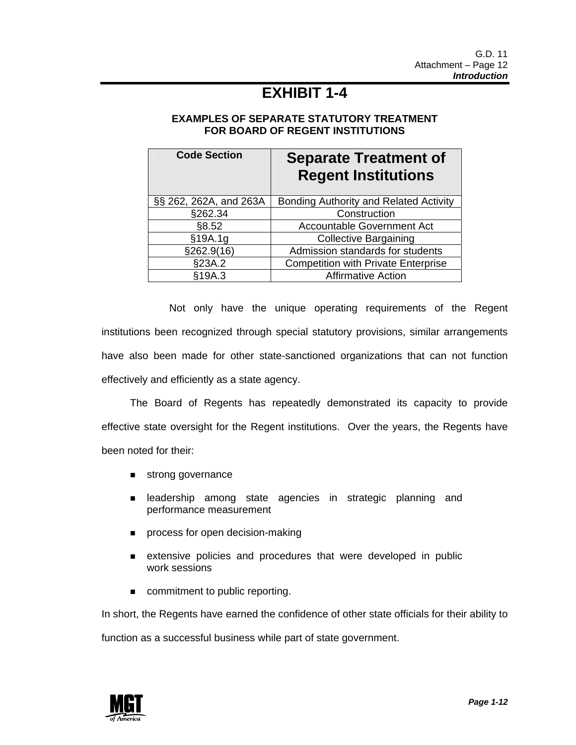# EXHIBIT 1-4

**EXAMPLES OF SEPARATE STATUTORY TREATMENT FOR BOARD OF REGENT INSTITUTIONS**

| Code Section | Separate Treatment of Regent Institutions |
|---|---|
| §§ 262, 262A, and 263A | Bonding Authority and Related Activity |
| §262.34 | Construction |
| §8.52 | Accountable Government Act |
| §19A.1g | Collective Bargaining |
| §262.9(16) | Admission standards for students |
| §23A.2 | Competition with Private Enterprise |
| §19A.3 | Affirmative Action |

Not only have the unique operating requirements of the Regent institutions been recognized through special statutory provisions, similar arrangements have also been made for other state-sanctioned organizations that can not function effectively and efficiently as a state agency.

The Board of Regents has repeatedly demonstrated its capacity to provide effective state oversight for the Regent institutions. Over the years, the Regents have been noted for their:

- strong governance
- leadership among state agencies in strategic planning and performance measurement
- process for open decision-making
- extensive policies and procedures that were developed in public work sessions
- commitment to public reporting.

In short, the Regents have earned the confidence of other state officials for their ability to function as a successful business while part of state government.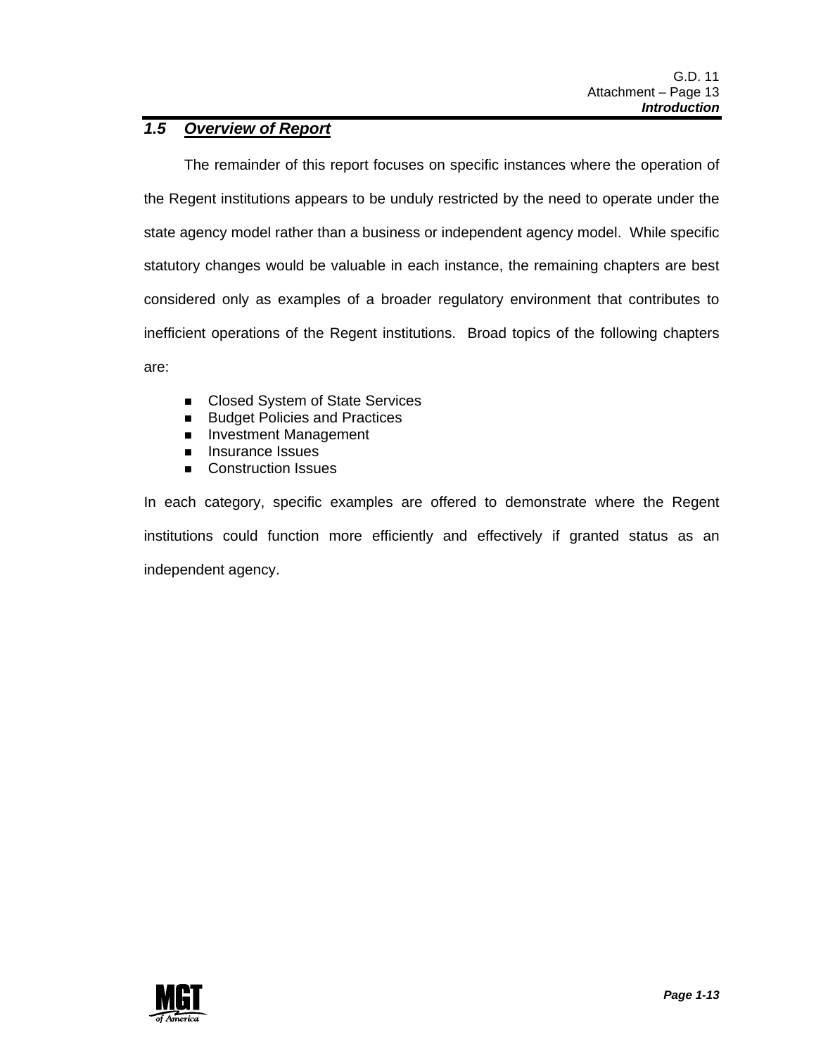## *1.5 Overview of Report*

The remainder of this report focuses on specific instances where the operation of the Regent institutions appears to be unduly restricted by the need to operate under the state agency model rather than a business or independent agency model. While specific statutory changes would be valuable in each instance, the remaining chapters are best considered only as examples of a broader regulatory environment that contributes to inefficient operations of the Regent institutions. Broad topics of the following chapters are:

- Closed System of State Services
- Budget Policies and Practices
- Investment Management
- Insurance Issues
- Construction Issues

In each category, specific examples are offered to demonstrate where the Regent institutions could function more efficiently and effectively if granted status as an independent agency.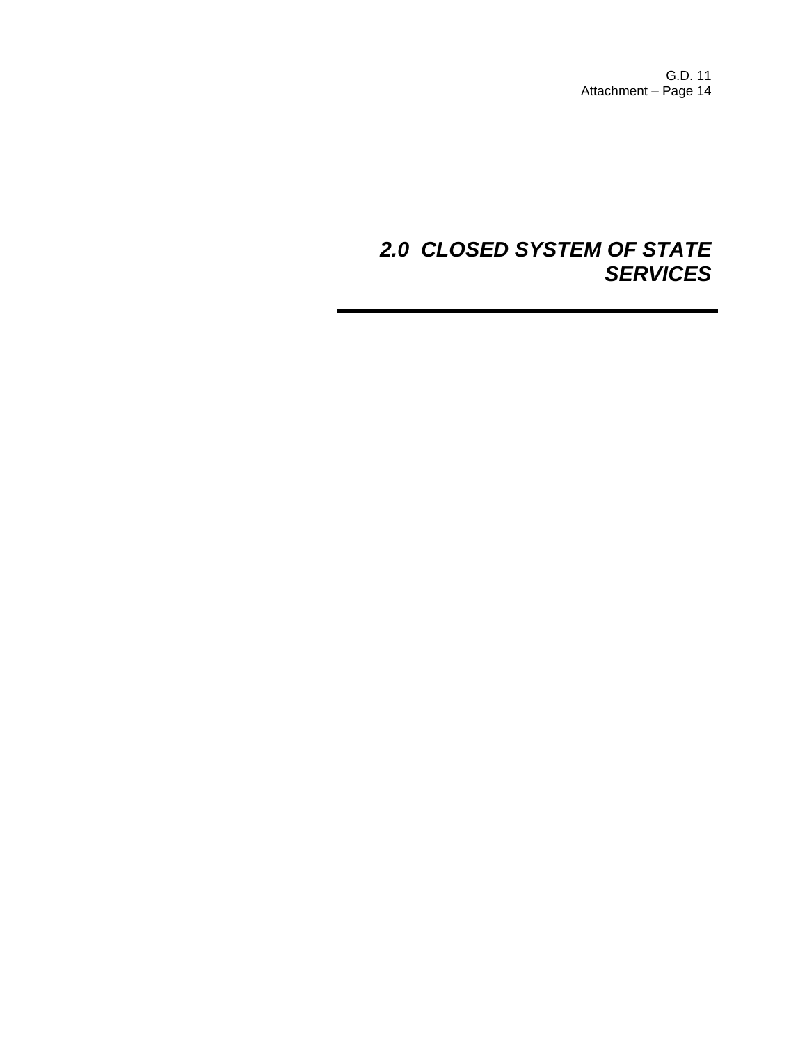# *2.0 CLOSED SYSTEM OF STATE SERVICES*

---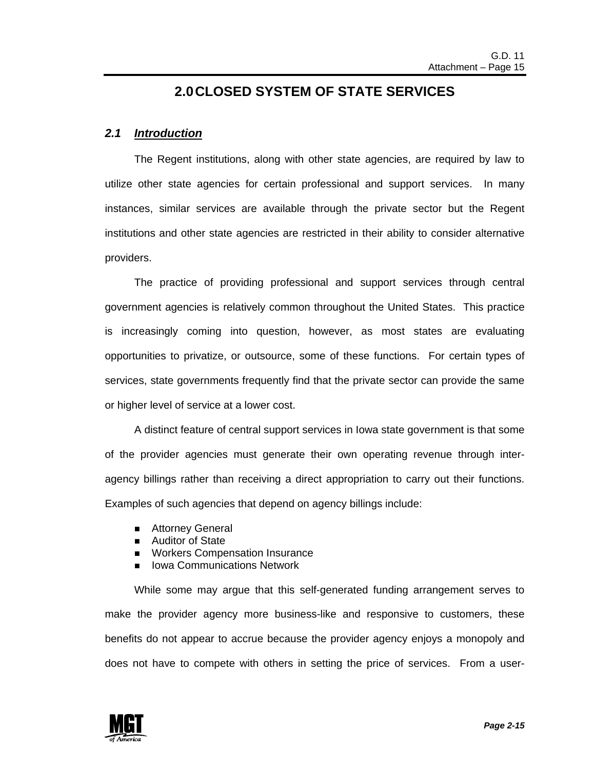# 2.0 CLOSED SYSTEM OF STATE SERVICES

## *2.1 Introduction*

The Regent institutions, along with other state agencies, are required by law to utilize other state agencies for certain professional and support services. In many instances, similar services are available through the private sector but the Regent institutions and other state agencies are restricted in their ability to consider alternative providers.

The practice of providing professional and support services through central government agencies is relatively common throughout the United States. This practice is increasingly coming into question, however, as most states are evaluating opportunities to privatize, or outsource, some of these functions. For certain types of services, state governments frequently find that the private sector can provide the same or higher level of service at a lower cost.

A distinct feature of central support services in Iowa state government is that some of the provider agencies must generate their own operating revenue through inter-agency billings rather than receiving a direct appropriation to carry out their functions. Examples of such agencies that depend on agency billings include:

- Attorney General
- Auditor of State
- Workers Compensation Insurance
- Iowa Communications Network

While some may argue that this self-generated funding arrangement serves to make the provider agency more business-like and responsive to customers, these benefits do not appear to accrue because the provider agency enjoys a monopoly and does not have to compete with others in setting the price of services. From a user-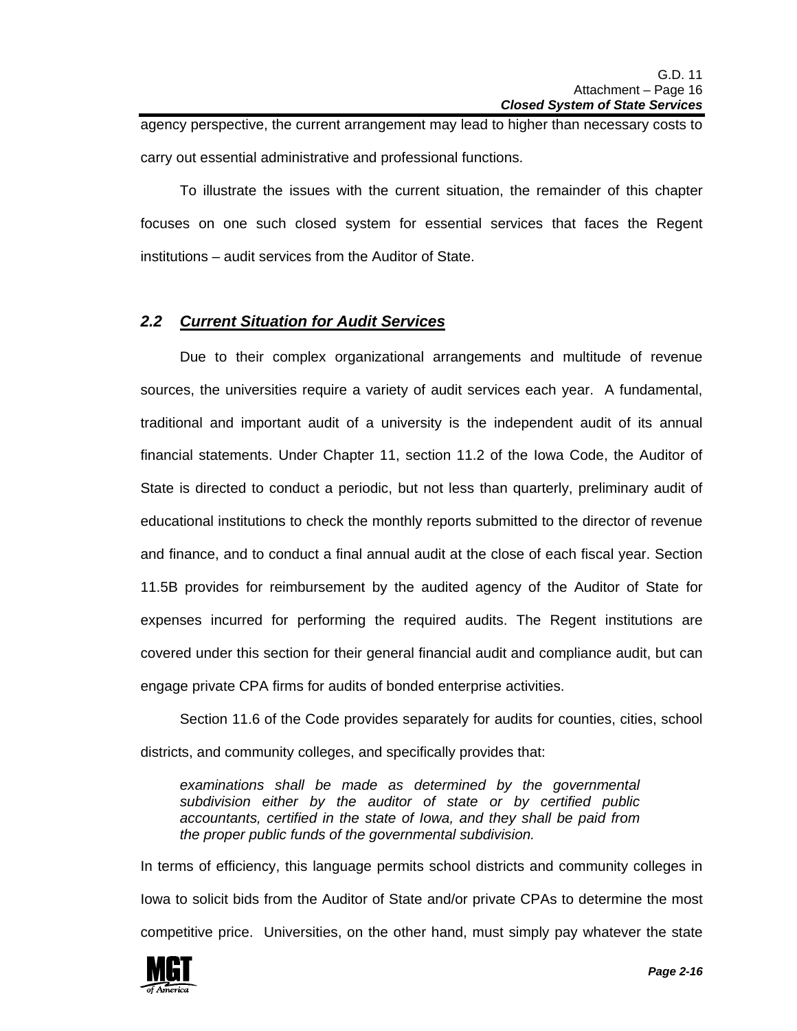agency perspective, the current arrangement may lead to higher than necessary costs to carry out essential administrative and professional functions.

To illustrate the issues with the current situation, the remainder of this chapter focuses on one such closed system for essential services that faces the Regent institutions – audit services from the Auditor of State.

## *2.2 Current Situation for Audit Services*

Due to their complex organizational arrangements and multitude of revenue sources, the universities require a variety of audit services each year. A fundamental, traditional and important audit of a university is the independent audit of its annual financial statements. Under Chapter 11, section 11.2 of the Iowa Code, the Auditor of State is directed to conduct a periodic, but not less than quarterly, preliminary audit of educational institutions to check the monthly reports submitted to the director of revenue and finance, and to conduct a final annual audit at the close of each fiscal year. Section 11.5B provides for reimbursement by the audited agency of the Auditor of State for expenses incurred for performing the required audits. The Regent institutions are covered under this section for their general financial audit and compliance audit, but can engage private CPA firms for audits of bonded enterprise activities.

Section 11.6 of the Code provides separately for audits for counties, cities, school districts, and community colleges, and specifically provides that:

> *examinations shall be made as determined by the governmental subdivision either by the auditor of state or by certified public accountants, certified in the state of Iowa, and they shall be paid from the proper public funds of the governmental subdivision.*

In terms of efficiency, this language permits school districts and community colleges in Iowa to solicit bids from the Auditor of State and/or private CPAs to determine the most competitive price. Universities, on the other hand, must simply pay whatever the state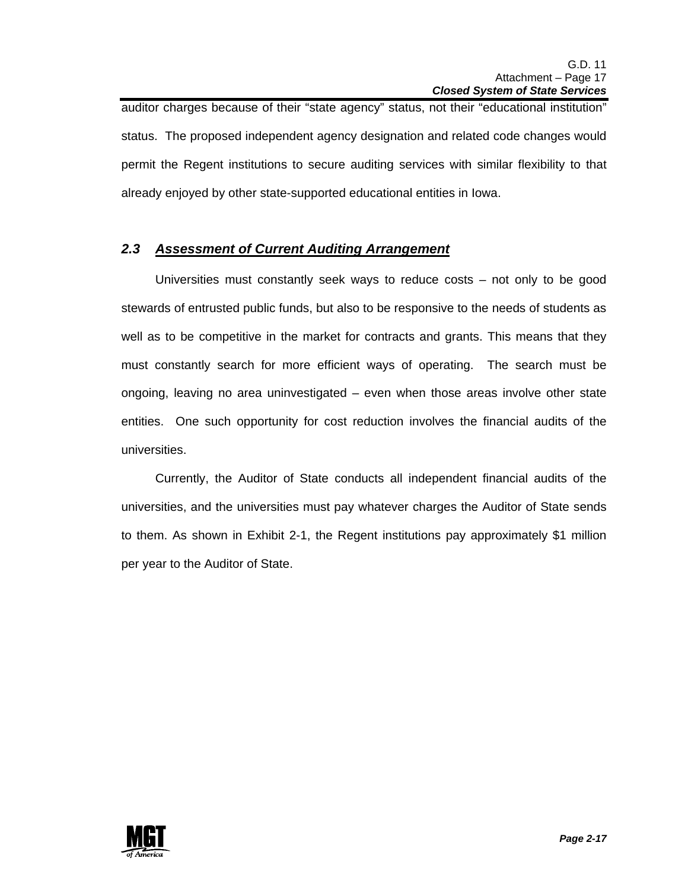auditor charges because of their "state agency" status, not their "educational institution" status. The proposed independent agency designation and related code changes would permit the Regent institutions to secure auditing services with similar flexibility to that already enjoyed by other state-supported educational entities in Iowa.

## 2.3 *Assessment of Current Auditing Arrangement*

Universities must constantly seek ways to reduce costs – not only to be good stewards of entrusted public funds, but also to be responsive to the needs of students as well as to be competitive in the market for contracts and grants. This means that they must constantly search for more efficient ways of operating. The search must be ongoing, leaving no area uninvestigated – even when those areas involve other state entities. One such opportunity for cost reduction involves the financial audits of the universities.

Currently, the Auditor of State conducts all independent financial audits of the universities, and the universities must pay whatever charges the Auditor of State sends to them. As shown in Exhibit 2-1, the Regent institutions pay approximately $1 million per year to the Auditor of State.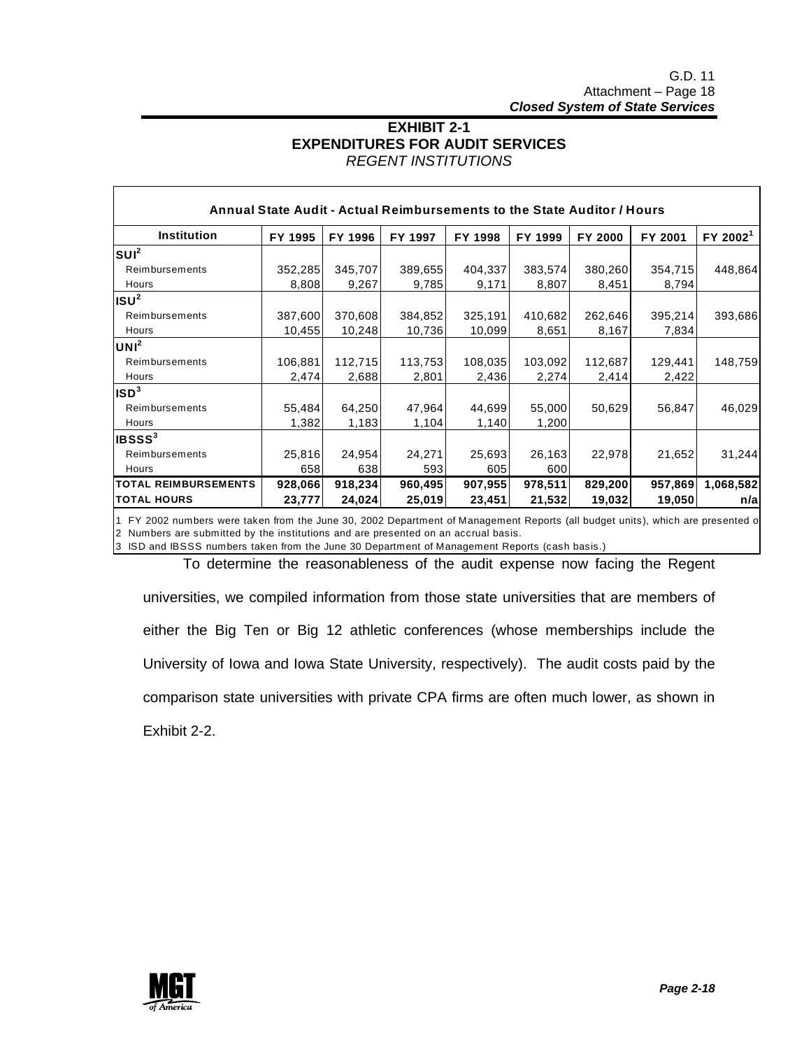# EXHIBIT 2-1
## EXPENDITURES FOR AUDIT SERVICES
*REGENT INSTITUTIONS*

| Annual State Audit - Actual Reimbursements to the State Auditor / Hours | | | | | | | | |
|---|---|---|---|---|---|---|---|---|
| **Institution** | **FY 1995** | **FY 1996** | **FY 1997** | **FY 1998** | **FY 1999** | **FY 2000** | **FY 2001** | **FY 2002[1]** |
| **SUI[2]** | | | | | | | | |
| Reimbursements | 352,285 | 345,707 | 389,655 | 404,337 | 383,574 | 380,260 | 354,715 | 448,864 |
| Hours | 8,808 | 9,267 | 9,785 | 9,171 | 8,807 | 8,451 | 8,794 | |
| **ISU[2]** | | | | | | | | |
| Reimbursements | 387,600 | 370,608 | 384,852 | 325,191 | 410,682 | 262,646 | 395,214 | 393,686 |
| Hours | 10,455 | 10,248 | 10,736 | 10,099 | 8,651 | 8,167 | 7,834 | |
| **UNI[2]** | | | | | | | | |
| Reimbursements | 106,881 | 112,715 | 113,753 | 108,035 | 103,092 | 112,687 | 129,441 | 148,759 |
| Hours | 2,474 | 2,688 | 2,801 | 2,436 | 2,274 | 2,414 | 2,422 | |
| **ISD[3]** | | | | | | | | |
| Reimbursements | 55,484 | 64,250 | 47,964 | 44,699 | 55,000 | 50,629 | 56,847 | 46,029 |
| Hours | 1,382 | 1,183 | 1,104 | 1,140 | 1,200 | | | |
| **IBSSS[3]** | | | | | | | | |
| Reimbursements | 25,816 | 24,954 | 24,271 | 25,693 | 26,163 | 22,978 | 21,652 | 31,244 |
| Hours | 658 | 638 | 593 | 605 | 600 | | | |
| **TOTAL REIMBURSEMENTS** | **928,066** | **918,234** | **960,495** | **907,955** | **978,511** | **829,200** | **957,869** | **1,068,582** |
| **TOTAL HOURS** | **23,777** | **24,024** | **25,019** | **23,451** | **21,532** | **19,032** | **19,050** | **n/a** |

1 FY 2002 numbers were taken from the June 30, 2002 Department of Management Reports (all budget units), which are presented o
2 Numbers are submitted by the institutions and are presented on an accrual basis.
3 ISD and IBSSS numbers taken from the June 30 Department of Management Reports (cash basis.)

To determine the reasonableness of the audit expense now facing the Regent universities, we compiled information from those state universities that are members of either the Big Ten or Big 12 athletic conferences (whose memberships include the University of Iowa and Iowa State University, respectively). The audit costs paid by the comparison state universities with private CPA firms are often much lower, as shown in Exhibit 2-2.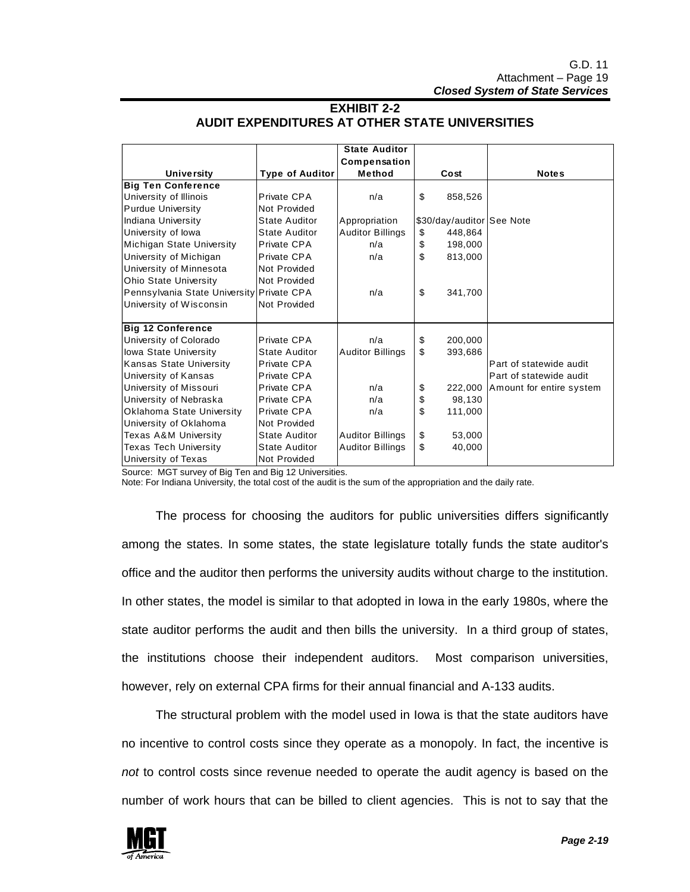## EXHIBIT 2-2
## AUDIT EXPENDITURES AT OTHER STATE UNIVERSITIES

| University | Type of Auditor | State Auditor Compensation Method | Cost | Notes |
|---|---|---|---|---|
| **Big Ten Conference** | | | | |
| University of Illinois | Private CPA | n/a | $ 858,526 | |
| Purdue University | Not Provided | | | |
| Indiana University | State Auditor | Appropriation | $30/day/auditor | See Note |
| University of Iowa | State Auditor | Auditor Billings | $ 448,864 | |
| Michigan State University | Private CPA | n/a | $ 198,000 | |
| University of Michigan | Private CPA | n/a | $ 813,000 | |
| University of Minnesota | Not Provided | | | |
| Ohio State University | Not Provided | | | |
| Pennsylvania State University | Private CPA | n/a | $ 341,700 | |
| University of Wisconsin | Not Provided | | | |
| **Big 12 Conference** | | | | |
| University of Colorado | Private CPA | n/a | $ 200,000 | |
| Iowa State University | State Auditor | Auditor Billings | $ 393,686 | |
| Kansas State University | Private CPA | | | Part of statewide audit |
| University of Kansas | Private CPA | | | Part of statewide audit |
| University of Missouri | Private CPA | n/a | $ 222,000 | Amount for entire system |
| University of Nebraska | Private CPA | n/a | $ 98,130 | |
| Oklahoma State University | Private CPA | n/a | $ 111,000 | |
| University of Oklahoma | Not Provided | | | |
| Texas A&M University | State Auditor | Auditor Billings | $ 53,000 | |
| Texas Tech University | State Auditor | Auditor Billings | $ 40,000 | |
| University of Texas | Not Provided | | | |

Source: MGT survey of Big Ten and Big 12 Universities.
Note: For Indiana University, the total cost of the audit is the sum of the appropriation and the daily rate.

The process for choosing the auditors for public universities differs significantly among the states. In some states, the state legislature totally funds the state auditor's office and the auditor then performs the university audits without charge to the institution. In other states, the model is similar to that adopted in Iowa in the early 1980s, where the state auditor performs the audit and then bills the university. In a third group of states, the institutions choose their independent auditors. Most comparison universities, however, rely on external CPA firms for their annual financial and A-133 audits.

The structural problem with the model used in Iowa is that the state auditors have no incentive to control costs since they operate as a monopoly. In fact, the incentive is *not* to control costs since revenue needed to operate the audit agency is based on the number of work hours that can be billed to client agencies. This is not to say that the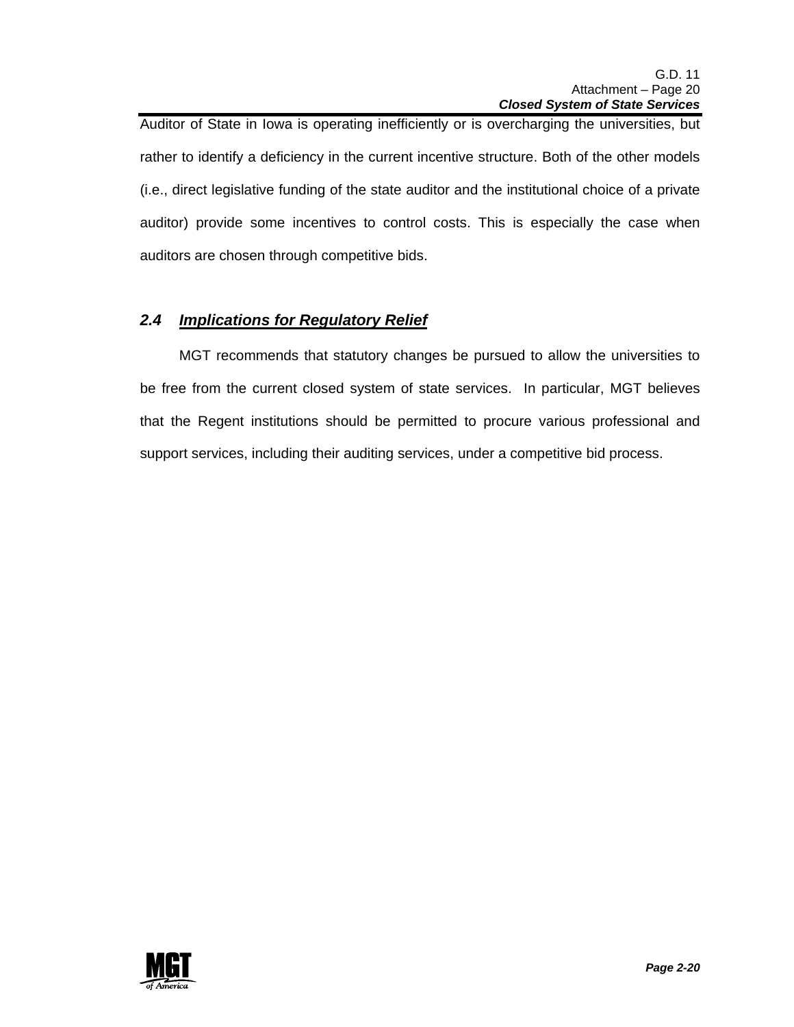Auditor of State in Iowa is operating inefficiently or is overcharging the universities, but rather to identify a deficiency in the current incentive structure. Both of the other models (i.e., direct legislative funding of the state auditor and the institutional choice of a private auditor) provide some incentives to control costs. This is especially the case when auditors are chosen through competitive bids.

## 2.4 Implications for Regulatory Relief

MGT recommends that statutory changes be pursued to allow the universities to be free from the current closed system of state services. In particular, MGT believes that the Regent institutions should be permitted to procure various professional and support services, including their auditing services, under a competitive bid process.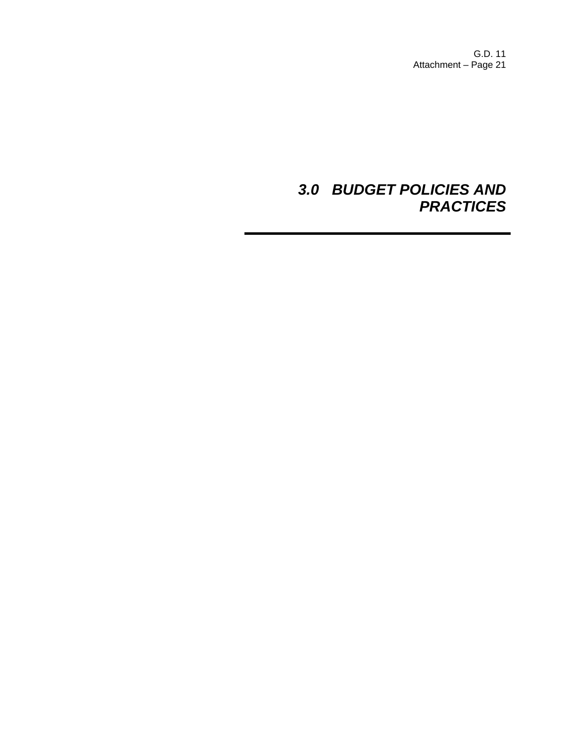# *3.0 BUDGET POLICIES AND PRACTICES*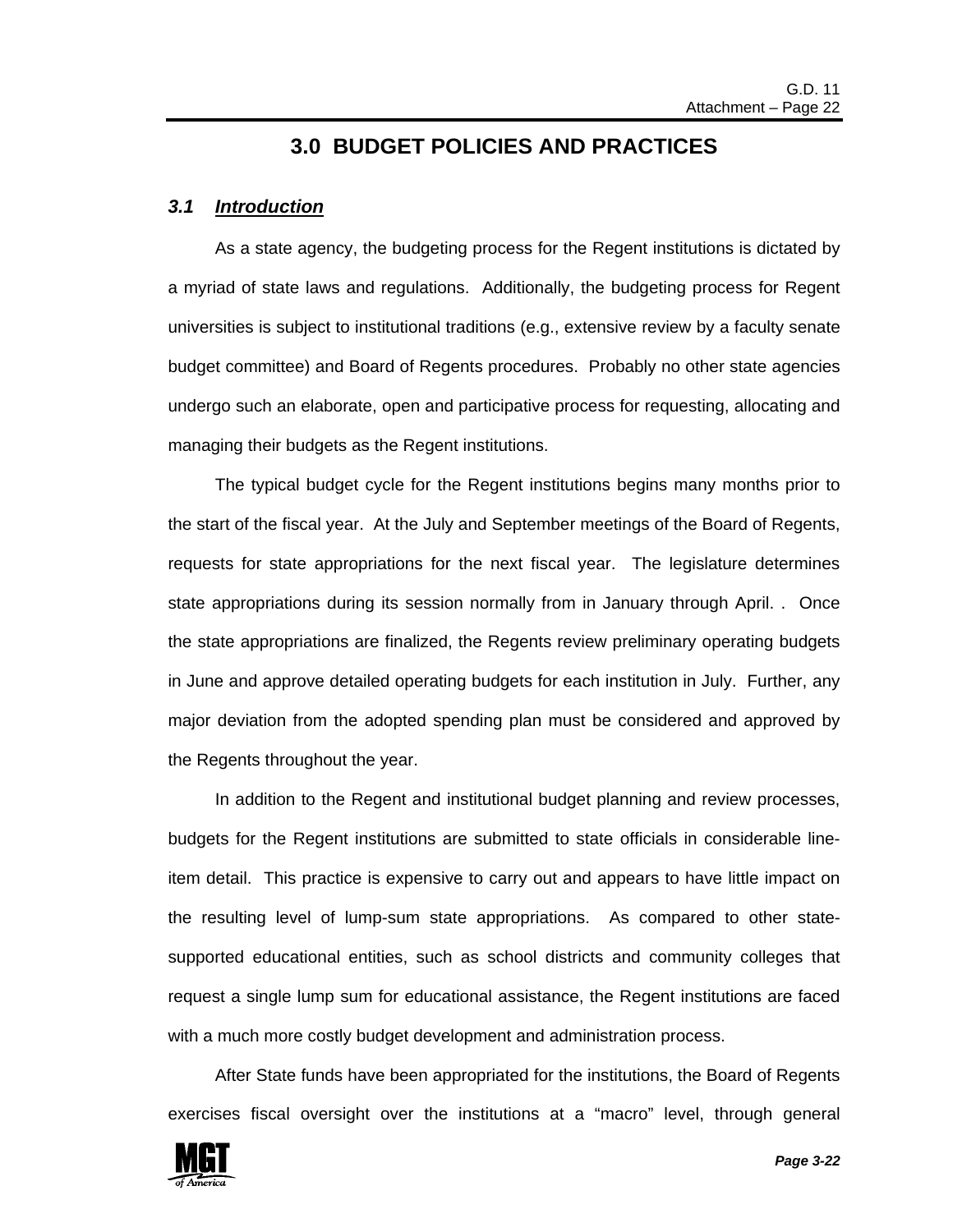# 3.0 BUDGET POLICIES AND PRACTICES

## *3.1 Introduction*

As a state agency, the budgeting process for the Regent institutions is dictated by a myriad of state laws and regulations. Additionally, the budgeting process for Regent universities is subject to institutional traditions (e.g., extensive review by a faculty senate budget committee) and Board of Regents procedures. Probably no other state agencies undergo such an elaborate, open and participative process for requesting, allocating and managing their budgets as the Regent institutions.

The typical budget cycle for the Regent institutions begins many months prior to the start of the fiscal year. At the July and September meetings of the Board of Regents, requests for state appropriations for the next fiscal year. The legislature determines state appropriations during its session normally from in January through April. . Once the state appropriations are finalized, the Regents review preliminary operating budgets in June and approve detailed operating budgets for each institution in July. Further, any major deviation from the adopted spending plan must be considered and approved by the Regents throughout the year.

In addition to the Regent and institutional budget planning and review processes, budgets for the Regent institutions are submitted to state officials in considerable line-item detail. This practice is expensive to carry out and appears to have little impact on the resulting level of lump-sum state appropriations. As compared to other state-supported educational entities, such as school districts and community colleges that request a single lump sum for educational assistance, the Regent institutions are faced with a much more costly budget development and administration process.

After State funds have been appropriated for the institutions, the Board of Regents exercises fiscal oversight over the institutions at a "macro" level, through general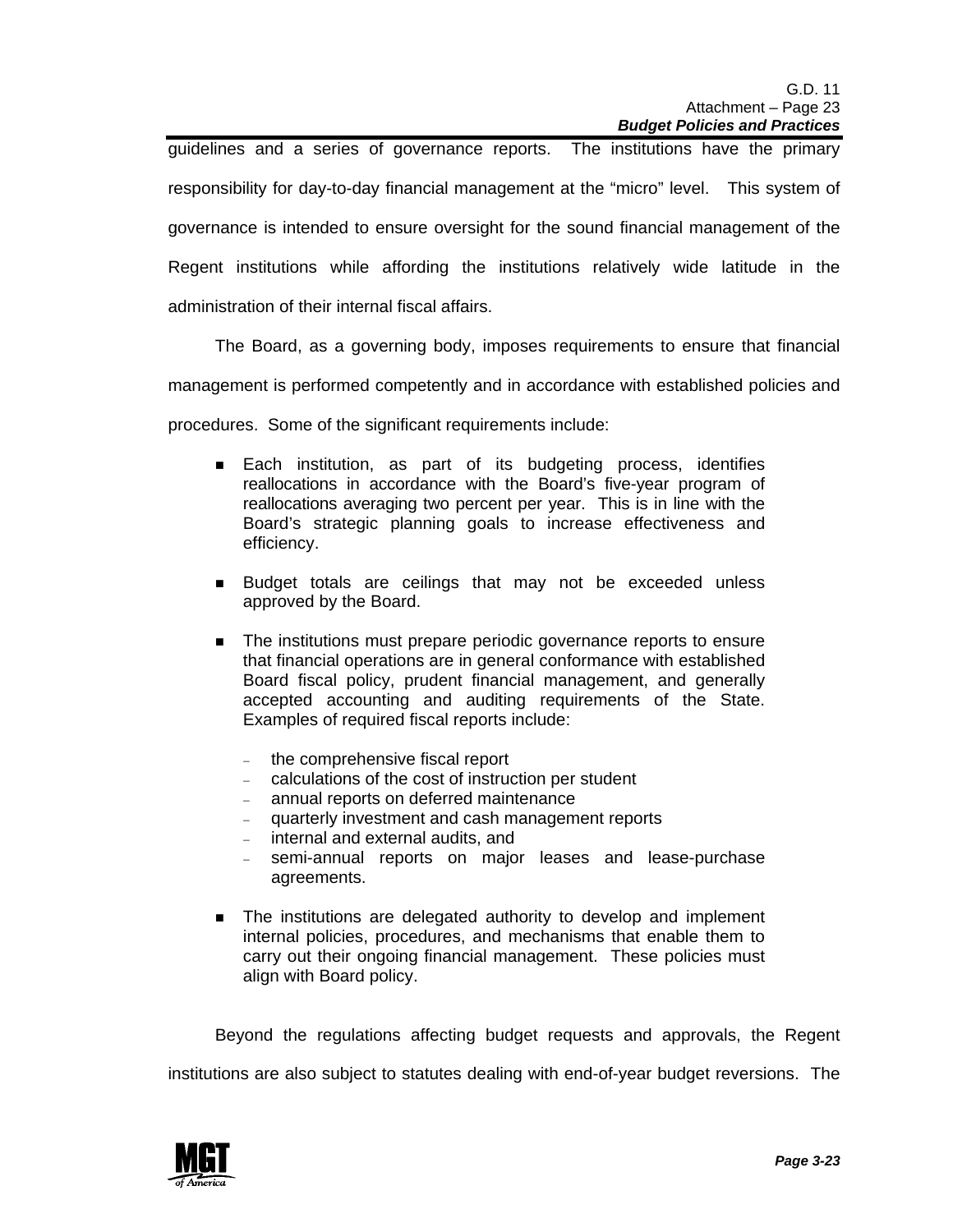guidelines and a series of governance reports. The institutions have the primary responsibility for day-to-day financial management at the "micro" level. This system of governance is intended to ensure oversight for the sound financial management of the Regent institutions while affording the institutions relatively wide latitude in the administration of their internal fiscal affairs.

The Board, as a governing body, imposes requirements to ensure that financial management is performed competently and in accordance with established policies and procedures. Some of the significant requirements include:

- Each institution, as part of its budgeting process, identifies reallocations in accordance with the Board's five-year program of reallocations averaging two percent per year. This is in line with the Board's strategic planning goals to increase effectiveness and efficiency.

- Budget totals are ceilings that may not be exceeded unless approved by the Board.

- The institutions must prepare periodic governance reports to ensure that financial operations are in general conformance with established Board fiscal policy, prudent financial management, and generally accepted accounting and auditing requirements of the State. Examples of required fiscal reports include:

  - the comprehensive fiscal report
  - calculations of the cost of instruction per student
  - annual reports on deferred maintenance
  - quarterly investment and cash management reports
  - internal and external audits, and
  - semi-annual reports on major leases and lease-purchase agreements.

- The institutions are delegated authority to develop and implement internal policies, procedures, and mechanisms that enable them to carry out their ongoing financial management. These policies must align with Board policy.

Beyond the regulations affecting budget requests and approvals, the Regent institutions are also subject to statutes dealing with end-of-year budget reversions. The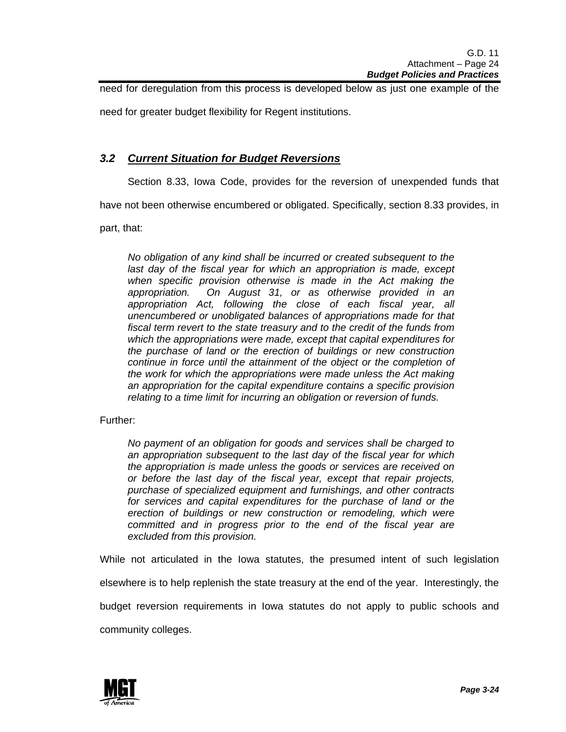need for deregulation from this process is developed below as just one example of the need for greater budget flexibility for Regent institutions.

### *3.2 Current Situation for Budget Reversions*

Section 8.33, Iowa Code, provides for the reversion of unexpended funds that have not been otherwise encumbered or obligated. Specifically, section 8.33 provides, in part, that:

> *No obligation of any kind shall be incurred or created subsequent to the last day of the fiscal year for which an appropriation is made, except when specific provision otherwise is made in the Act making the appropriation. On August 31, or as otherwise provided in an appropriation Act, following the close of each fiscal year, all unencumbered or unobligated balances of appropriations made for that fiscal term revert to the state treasury and to the credit of the funds from which the appropriations were made, except that capital expenditures for the purchase of land or the erection of buildings or new construction continue in force until the attainment of the object or the completion of the work for which the appropriations were made unless the Act making an appropriation for the capital expenditure contains a specific provision relating to a time limit for incurring an obligation or reversion of funds.*

Further:

> *No payment of an obligation for goods and services shall be charged to an appropriation subsequent to the last day of the fiscal year for which the appropriation is made unless the goods or services are received on or before the last day of the fiscal year, except that repair projects, purchase of specialized equipment and furnishings, and other contracts for services and capital expenditures for the purchase of land or the erection of buildings or new construction or remodeling, which were committed and in progress prior to the end of the fiscal year are excluded from this provision.*

While not articulated in the Iowa statutes, the presumed intent of such legislation elsewhere is to help replenish the state treasury at the end of the year. Interestingly, the budget reversion requirements in Iowa statutes do not apply to public schools and community colleges.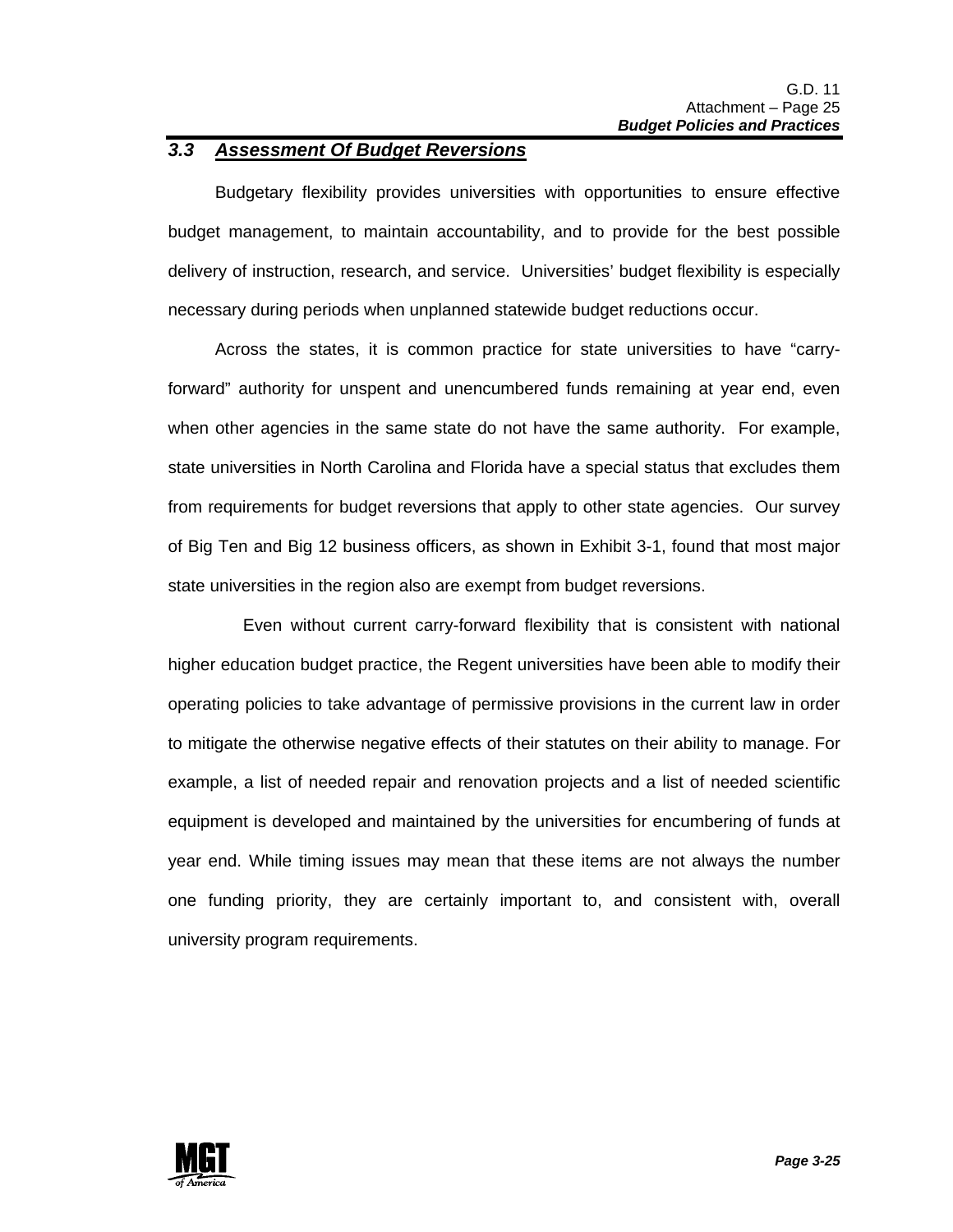### *3.3 Assessment Of Budget Reversions*

Budgetary flexibility provides universities with opportunities to ensure effective budget management, to maintain accountability, and to provide for the best possible delivery of instruction, research, and service. Universities' budget flexibility is especially necessary during periods when unplanned statewide budget reductions occur.

Across the states, it is common practice for state universities to have "carry-forward" authority for unspent and unencumbered funds remaining at year end, even when other agencies in the same state do not have the same authority. For example, state universities in North Carolina and Florida have a special status that excludes them from requirements for budget reversions that apply to other state agencies. Our survey of Big Ten and Big 12 business officers, as shown in Exhibit 3-1, found that most major state universities in the region also are exempt from budget reversions.

Even without current carry-forward flexibility that is consistent with national higher education budget practice, the Regent universities have been able to modify their operating policies to take advantage of permissive provisions in the current law in order to mitigate the otherwise negative effects of their statutes on their ability to manage. For example, a list of needed repair and renovation projects and a list of needed scientific equipment is developed and maintained by the universities for encumbering of funds at year end. While timing issues may mean that these items are not always the number one funding priority, they are certainly important to, and consistent with, overall university program requirements.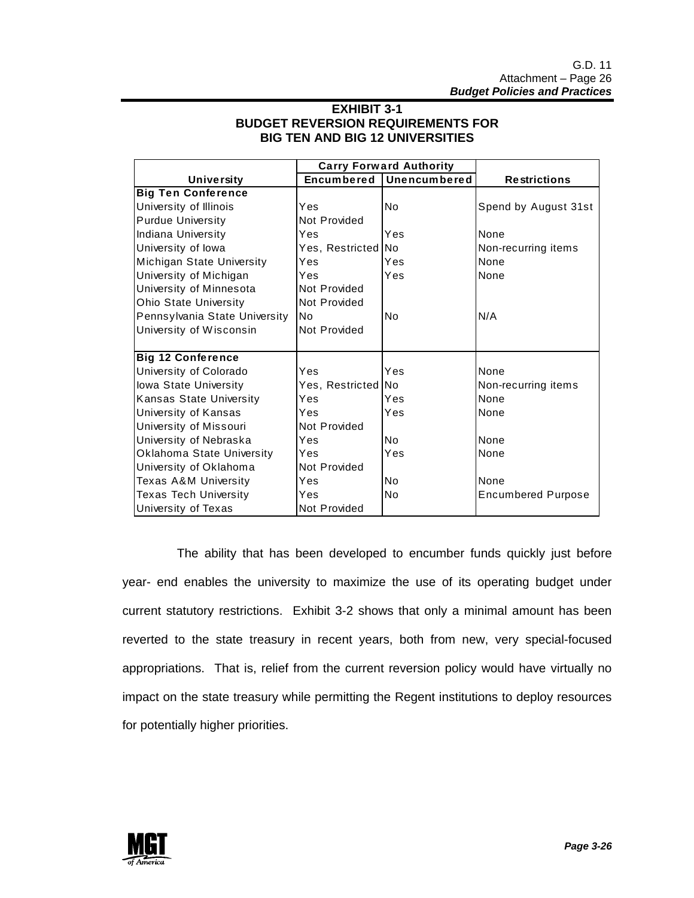**EXHIBIT 3-1**
**BUDGET REVERSION REQUIREMENTS FOR BIG TEN AND BIG 12 UNIVERSITIES**

| University | Carry Forward Authority | | Restrictions |
|---|---|---|---|
| | Encumbered | Unencumbered | |
| **Big Ten Conference** | | | |
| University of Illinois | Yes | No | Spend by August 31st |
| Purdue University | Not Provided | | |
| Indiana University | Yes | Yes | None |
| University of Iowa | Yes, Restricted | No | Non-recurring items |
| Michigan State University | Yes | Yes | None |
| University of Michigan | Yes | Yes | None |
| University of Minnesota | Not Provided | | |
| Ohio State University | Not Provided | | |
| Pennsylvania State University | No | No | N/A |
| University of Wisconsin | Not Provided | | |
| **Big 12 Conference** | | | |
| University of Colorado | Yes | Yes | None |
| Iowa State University | Yes, Restricted | No | Non-recurring items |
| Kansas State University | Yes | Yes | None |
| University of Kansas | Yes | Yes | None |
| University of Missouri | Not Provided | | |
| University of Nebraska | Yes | No | None |
| Oklahoma State University | Yes | Yes | None |
| University of Oklahoma | Not Provided | | |
| Texas A&M University | Yes | No | None |
| Texas Tech University | Yes | No | Encumbered Purpose |
| University of Texas | Not Provided | | |

The ability that has been developed to encumber funds quickly just before year- end enables the university to maximize the use of its operating budget under current statutory restrictions. Exhibit 3-2 shows that only a minimal amount has been reverted to the state treasury in recent years, both from new, very special-focused appropriations. That is, relief from the current reversion policy would have virtually no impact on the state treasury while permitting the Regent institutions to deploy resources for potentially higher priorities.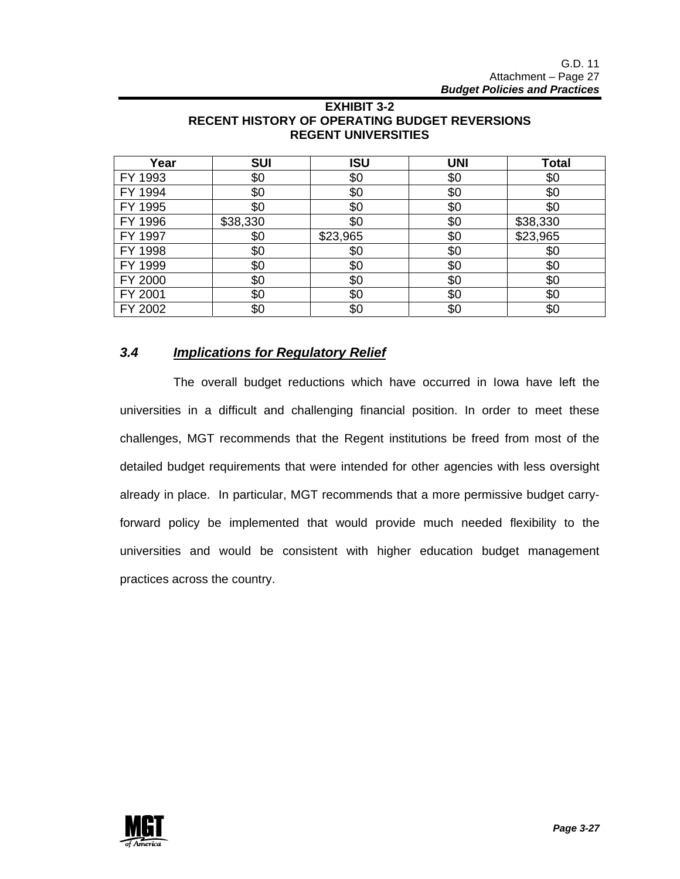**EXHIBIT 3-2**
**RECENT HISTORY OF OPERATING BUDGET REVERSIONS**
**REGENT UNIVERSITIES**

| Year | SUI | ISU | UNI | Total |
|---|---|---|---|---|
| FY 1993 | $0 | $0 | $0 | $0 |
| FY 1994 | $0 | $0 | $0 | $0 |
| FY 1995 | $0 | $0 | $0 | $0 |
| FY 1996 | $38,330 | $0 | $0 | $38,330 |
| FY 1997 | $0 | $23,965 | $0 | $23,965 |
| FY 1998 | $0 | $0 | $0 | $0 |
| FY 1999 | $0 | $0 | $0 | $0 |
| FY 2000 | $0 | $0 | $0 | $0 |
| FY 2001 | $0 | $0 | $0 | $0 |
| FY 2002 | $0 | $0 | $0 | $0 |

## 3.4 *Implications for Regulatory Relief*

The overall budget reductions which have occurred in Iowa have left the universities in a difficult and challenging financial position. In order to meet these challenges, MGT recommends that the Regent institutions be freed from most of the detailed budget requirements that were intended for other agencies with less oversight already in place. In particular, MGT recommends that a more permissive budget carry-forward policy be implemented that would provide much needed flexibility to the universities and would be consistent with higher education budget management practices across the country.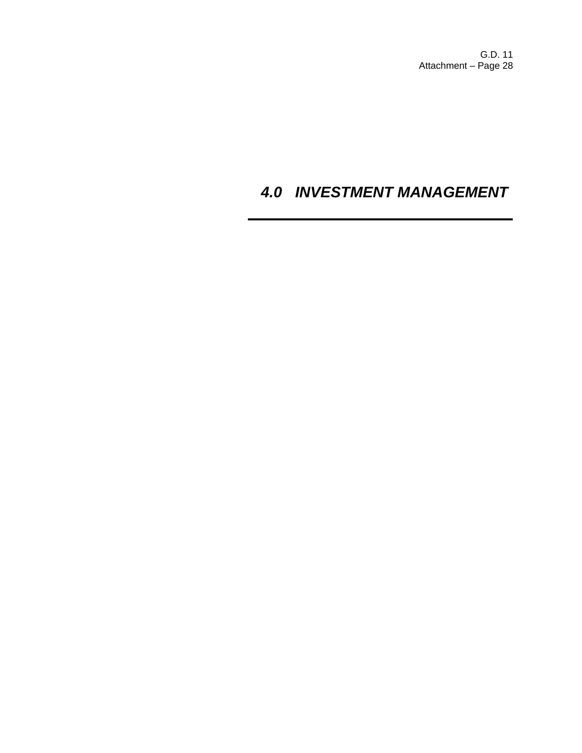# *4.0 INVESTMENT MANAGEMENT*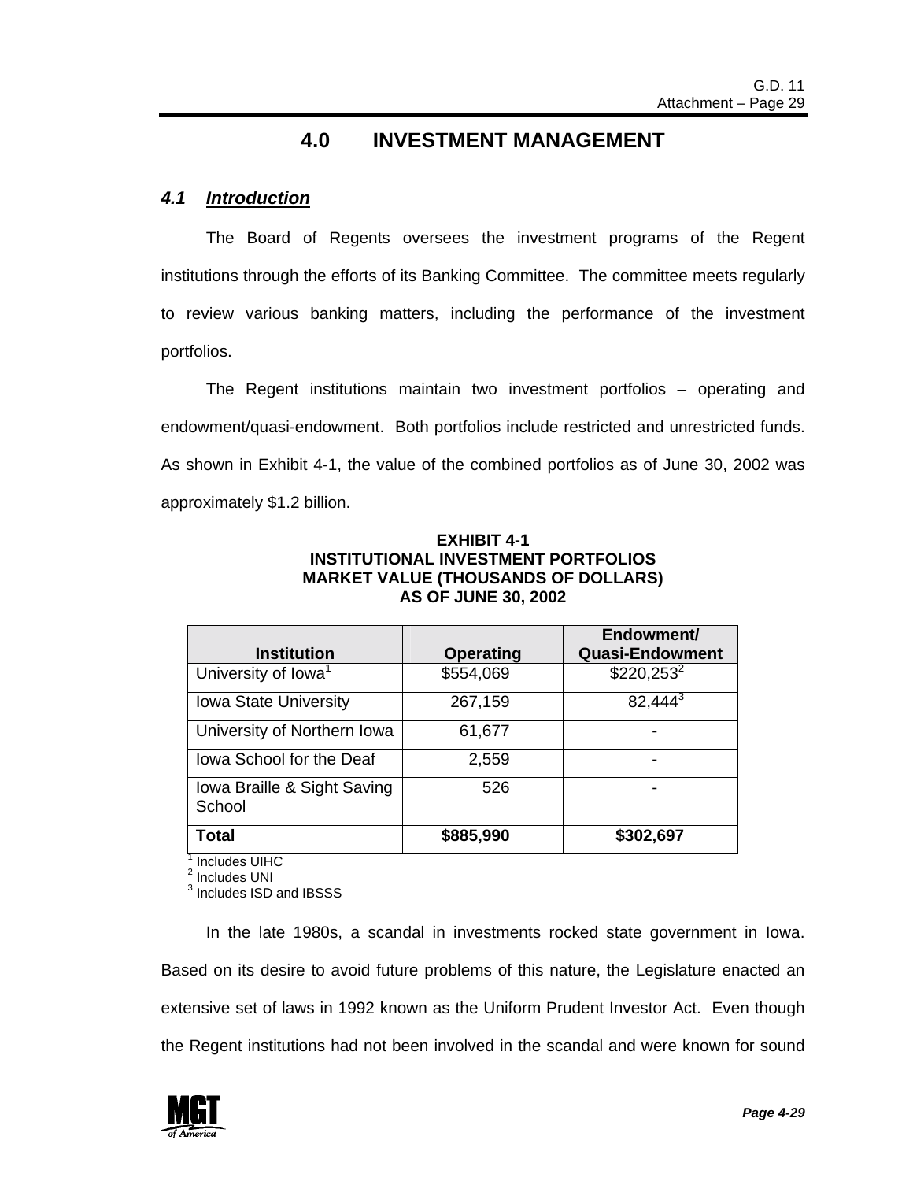# 4.0 INVESTMENT MANAGEMENT

## *4.1 Introduction*

The Board of Regents oversees the investment programs of the Regent institutions through the efforts of its Banking Committee. The committee meets regularly to review various banking matters, including the performance of the investment portfolios.

The Regent institutions maintain two investment portfolios – operating and endowment/quasi-endowment. Both portfolios include restricted and unrestricted funds. As shown in Exhibit 4-1, the value of the combined portfolios as of June 30, 2002 was approximately $1.2 billion.

**EXHIBIT 4-1**
**INSTITUTIONAL INVESTMENT PORTFOLIOS**
**MARKET VALUE (THOUSANDS OF DOLLARS)**
**AS OF JUNE 30, 2002**

| Institution | Operating | Endowment/ Quasi-Endowment |
|---|---|---|
| University of Iowa[1] | $554,069 | $220,253[2] |
| Iowa State University | 267,159 | 82,444[3] |
| University of Northern Iowa | 61,677 | - |
| Iowa School for the Deaf | 2,559 | - |
| Iowa Braille & Sight Saving School | 526 | - |
| **Total** | **$885,990** | **$302,697** |

[1] Includes UIHC
[2] Includes UNI
[3] Includes ISD and IBSSS

In the late 1980s, a scandal in investments rocked state government in Iowa. Based on its desire to avoid future problems of this nature, the Legislature enacted an extensive set of laws in 1992 known as the Uniform Prudent Investor Act. Even though the Regent institutions had not been involved in the scandal and were known for sound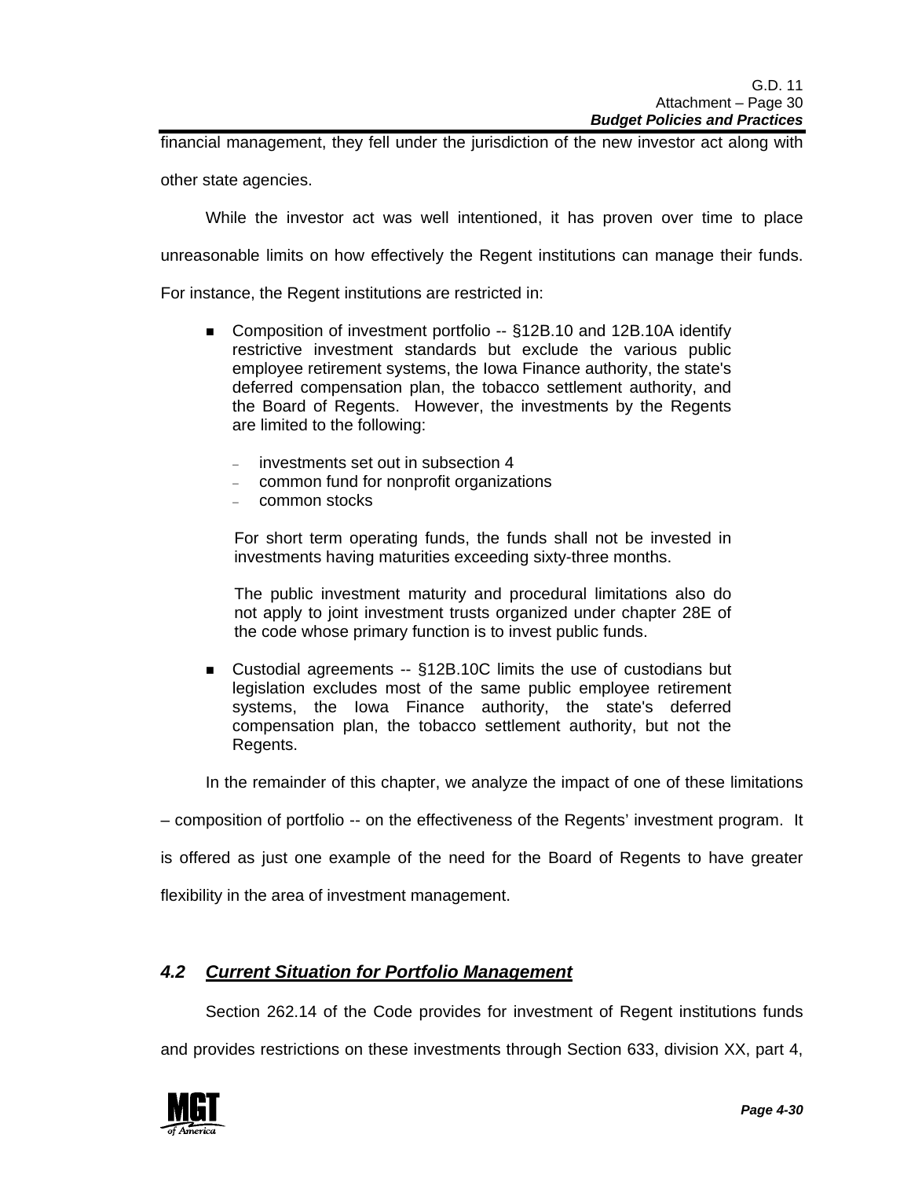financial management, they fell under the jurisdiction of the new investor act along with other state agencies.

While the investor act was well intentioned, it has proven over time to place unreasonable limits on how effectively the Regent institutions can manage their funds. For instance, the Regent institutions are restricted in:

- Composition of investment portfolio -- §12B.10 and 12B.10A identify restrictive investment standards but exclude the various public employee retirement systems, the Iowa Finance authority, the state's deferred compensation plan, the tobacco settlement authority, and the Board of Regents. However, the investments by the Regents are limited to the following:

  - investments set out in subsection 4
  - common fund for nonprofit organizations
  - common stocks

  For short term operating funds, the funds shall not be invested in investments having maturities exceeding sixty-three months.

  The public investment maturity and procedural limitations also do not apply to joint investment trusts organized under chapter 28E of the code whose primary function is to invest public funds.

- Custodial agreements -- §12B.10C limits the use of custodians but legislation excludes most of the same public employee retirement systems, the Iowa Finance authority, the state's deferred compensation plan, the tobacco settlement authority, but not the Regents.

In the remainder of this chapter, we analyze the impact of one of these limitations – composition of portfolio -- on the effectiveness of the Regents' investment program. It is offered as just one example of the need for the Board of Regents to have greater flexibility in the area of investment management.

## 4.2 Current Situation for Portfolio Management

Section 262.14 of the Code provides for investment of Regent institutions funds and provides restrictions on these investments through Section 633, division XX, part 4,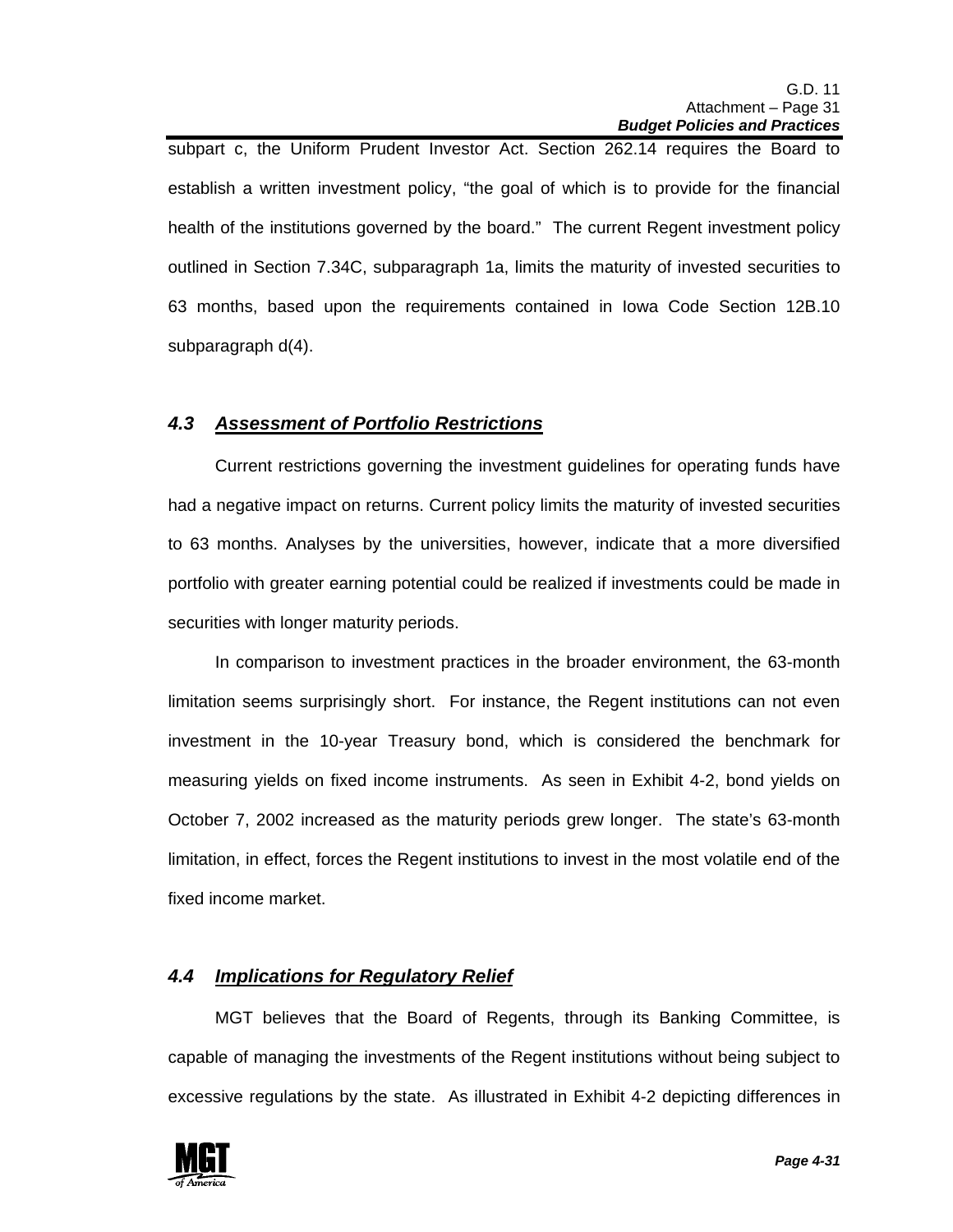subpart c, the Uniform Prudent Investor Act. Section 262.14 requires the Board to establish a written investment policy, "the goal of which is to provide for the financial health of the institutions governed by the board." The current Regent investment policy outlined in Section 7.34C, subparagraph 1a, limits the maturity of invested securities to 63 months, based upon the requirements contained in Iowa Code Section 12B.10 subparagraph d(4).

## *4.3 Assessment of Portfolio Restrictions*

Current restrictions governing the investment guidelines for operating funds have had a negative impact on returns. Current policy limits the maturity of invested securities to 63 months. Analyses by the universities, however, indicate that a more diversified portfolio with greater earning potential could be realized if investments could be made in securities with longer maturity periods.

In comparison to investment practices in the broader environment, the 63-month limitation seems surprisingly short. For instance, the Regent institutions can not even investment in the 10-year Treasury bond, which is considered the benchmark for measuring yields on fixed income instruments. As seen in Exhibit 4-2, bond yields on October 7, 2002 increased as the maturity periods grew longer. The state's 63-month limitation, in effect, forces the Regent institutions to invest in the most volatile end of the fixed income market.

## *4.4 Implications for Regulatory Relief*

MGT believes that the Board of Regents, through its Banking Committee, is capable of managing the investments of the Regent institutions without being subject to excessive regulations by the state. As illustrated in Exhibit 4-2 depicting differences in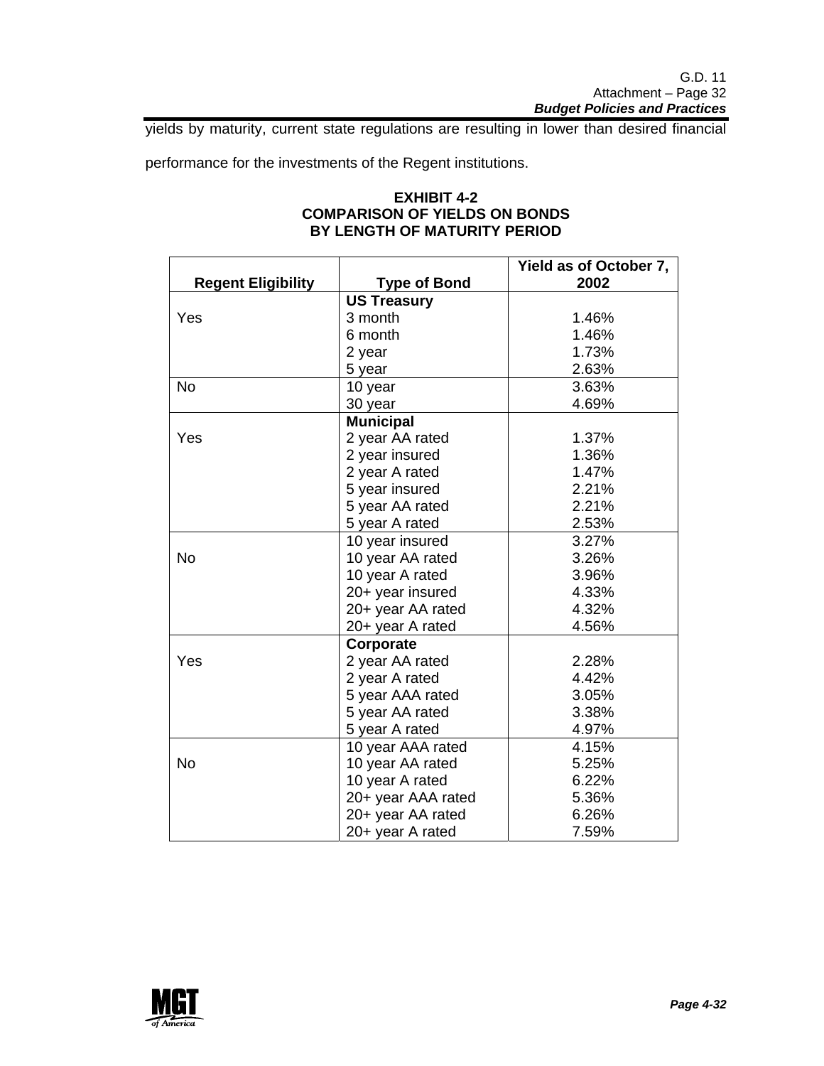yields by maturity, current state regulations are resulting in lower than desired financial performance for the investments of the Regent institutions.

**EXHIBIT 4-2**
**COMPARISON OF YIELDS ON BONDS**
**BY LENGTH OF MATURITY PERIOD**

| Regent Eligibility | Type of Bond | Yield as of October 7, 2002 |
|---|---|---|
| | **US Treasury** | |
| Yes | 3 month | 1.46% |
| | 6 month | 1.46% |
| | 2 year | 1.73% |
| | 5 year | 2.63% |
| No | 10 year | 3.63% |
| | 30 year | 4.69% |
| | **Municipal** | |
| Yes | 2 year AA rated | 1.37% |
| | 2 year insured | 1.36% |
| | 2 year A rated | 1.47% |
| | 5 year insured | 2.21% |
| | 5 year AA rated | 2.21% |
| | 5 year A rated | 2.53% |
| | 10 year insured | 3.27% |
| No | 10 year AA rated | 3.26% |
| | 10 year A rated | 3.96% |
| | 20+ year insured | 4.33% |
| | 20+ year AA rated | 4.32% |
| | 20+ year A rated | 4.56% |
| | **Corporate** | |
| Yes | 2 year AA rated | 2.28% |
| | 2 year A rated | 4.42% |
| | 5 year AAA rated | 3.05% |
| | 5 year AA rated | 3.38% |
| | 5 year A rated | 4.97% |
| | 10 year AAA rated | 4.15% |
| No | 10 year AA rated | 5.25% |
| | 10 year A rated | 6.22% |
| | 20+ year AAA rated | 5.36% |
| | 20+ year AA rated | 6.26% |
| | 20+ year A rated | 7.59% |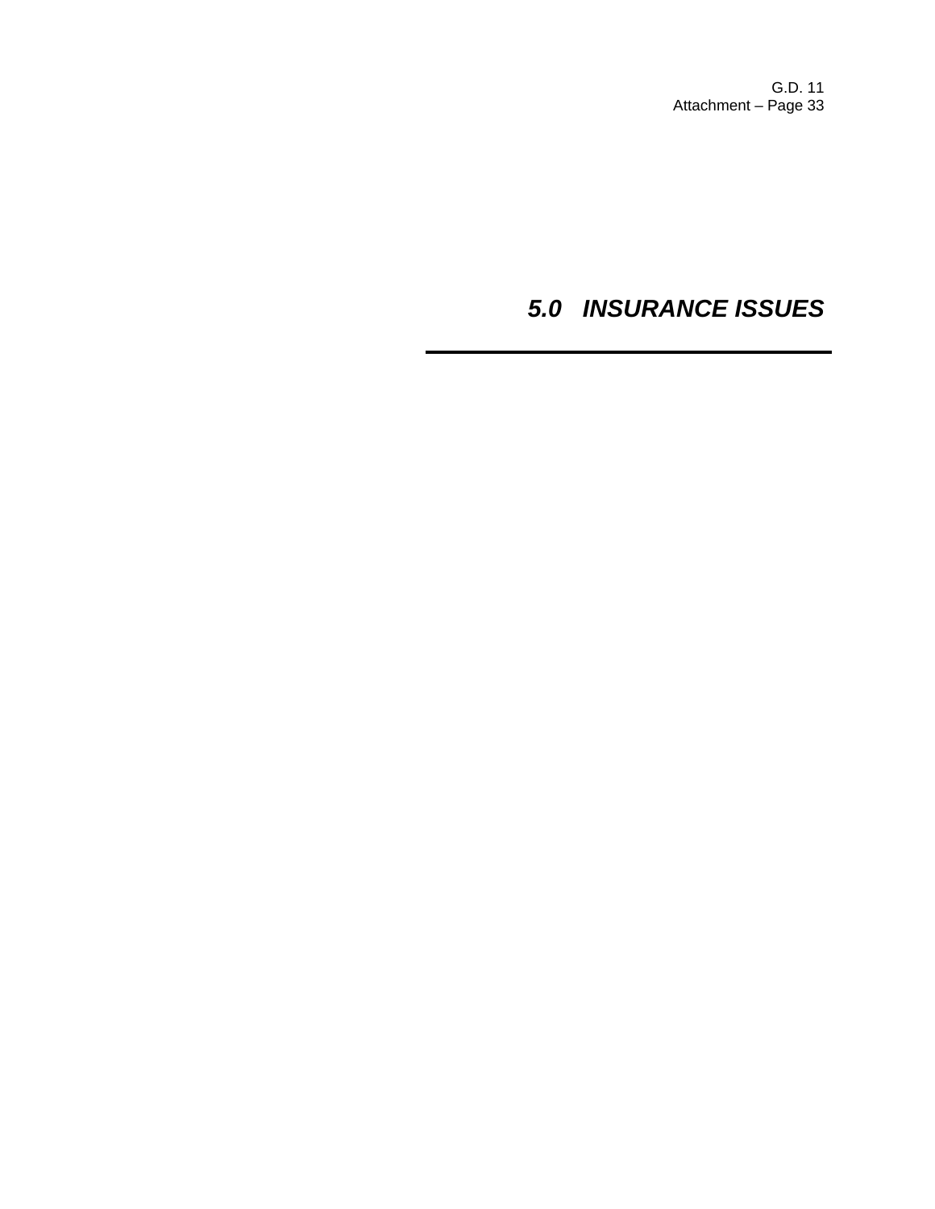# *5.0 INSURANCE ISSUES*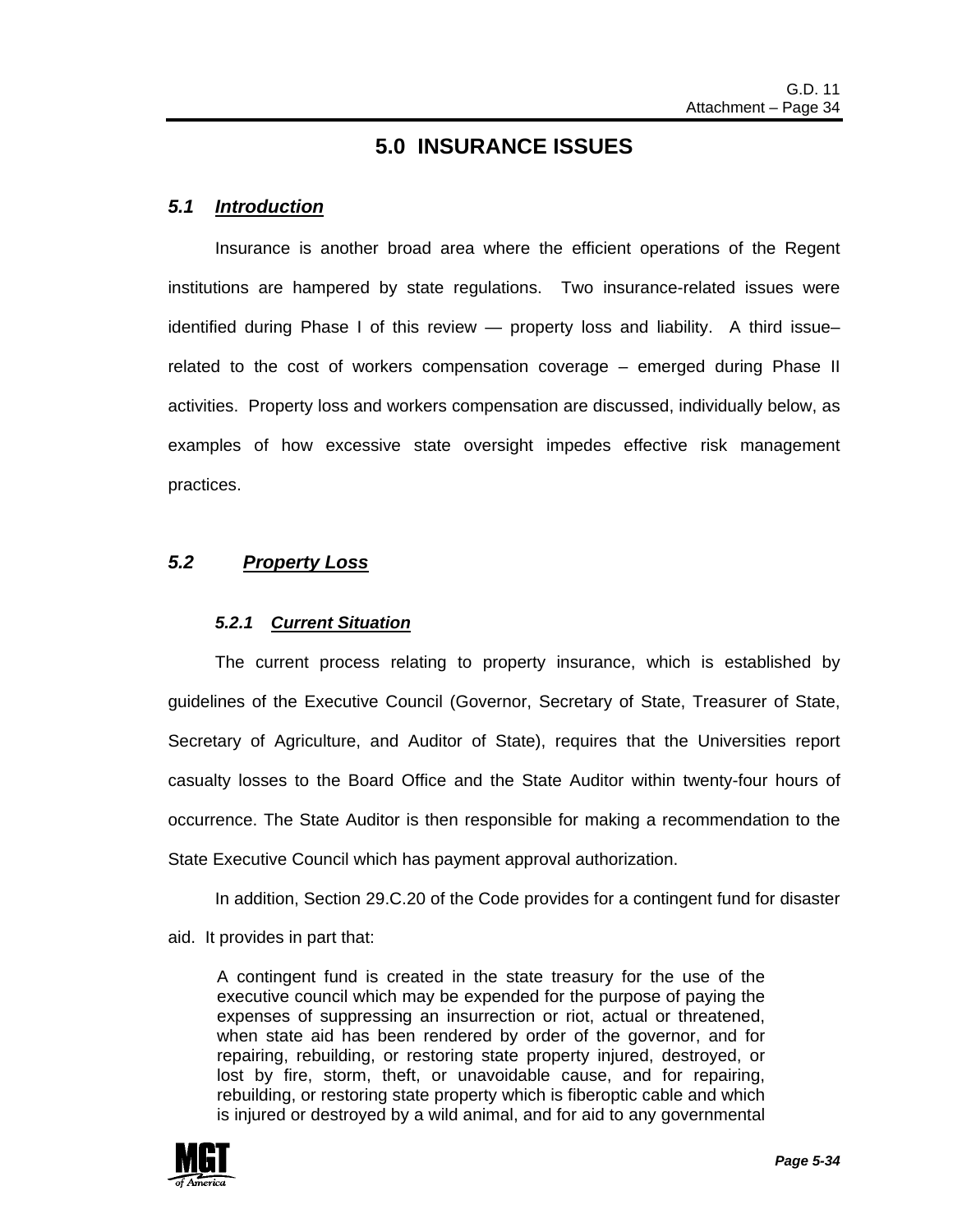# 5.0 INSURANCE ISSUES

## *5.1 Introduction*

Insurance is another broad area where the efficient operations of the Regent institutions are hampered by state regulations. Two insurance-related issues were identified during Phase I of this review — property loss and liability. A third issue– related to the cost of workers compensation coverage – emerged during Phase II activities. Property loss and workers compensation are discussed, individually below, as examples of how excessive state oversight impedes effective risk management practices.

## *5.2 Property Loss*

### *5.2.1 Current Situation*

The current process relating to property insurance, which is established by guidelines of the Executive Council (Governor, Secretary of State, Treasurer of State, Secretary of Agriculture, and Auditor of State), requires that the Universities report casualty losses to the Board Office and the State Auditor within twenty-four hours of occurrence. The State Auditor is then responsible for making a recommendation to the State Executive Council which has payment approval authorization.

In addition, Section 29.C.20 of the Code provides for a contingent fund for disaster aid. It provides in part that:

> A contingent fund is created in the state treasury for the use of the executive council which may be expended for the purpose of paying the expenses of suppressing an insurrection or riot, actual or threatened, when state aid has been rendered by order of the governor, and for repairing, rebuilding, or restoring state property injured, destroyed, or lost by fire, storm, theft, or unavoidable cause, and for repairing, rebuilding, or restoring state property which is fiberoptic cable and which is injured or destroyed by a wild animal, and for aid to any governmental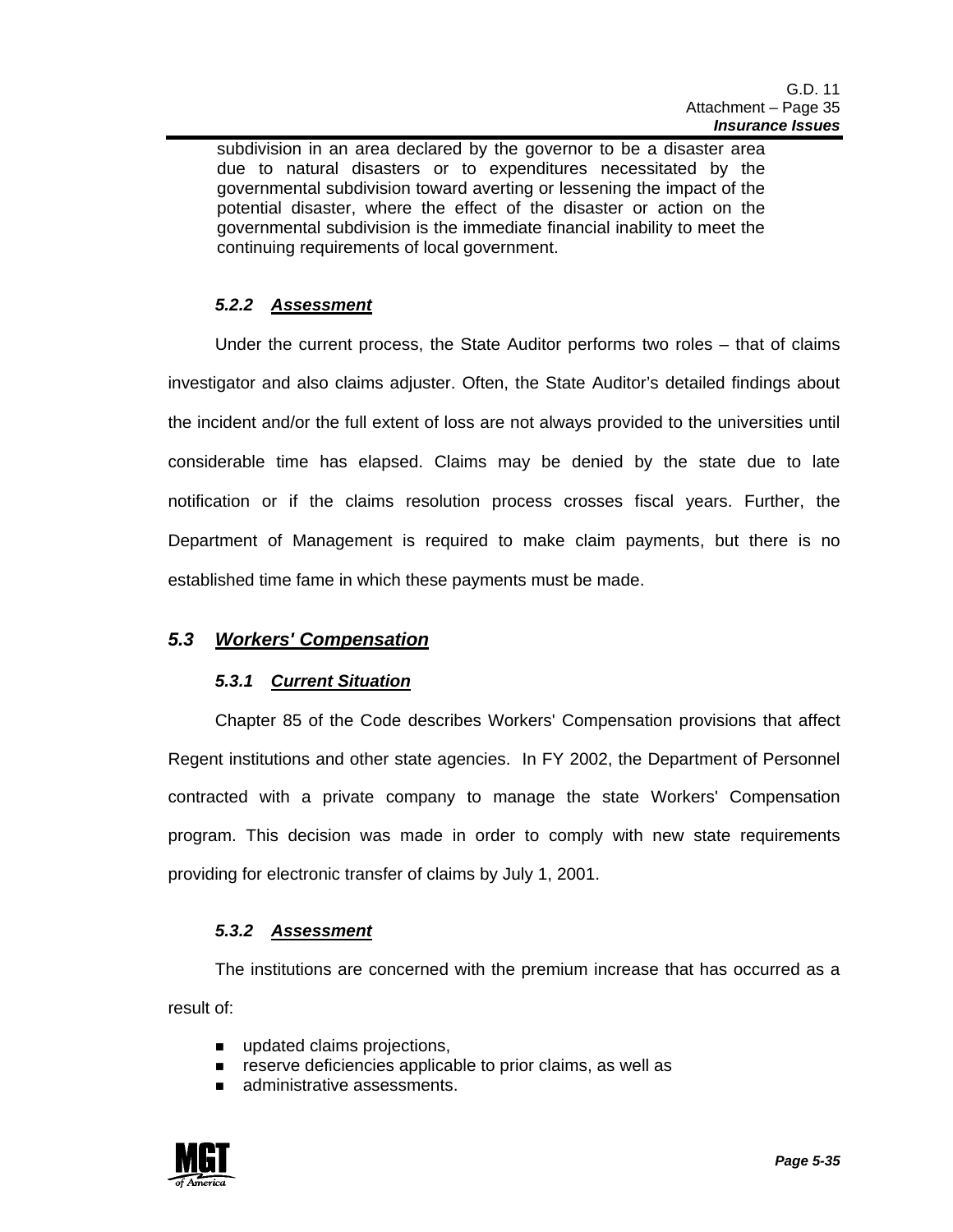subdivision in an area declared by the governor to be a disaster area due to natural disasters or to expenditures necessitated by the governmental subdivision toward averting or lessening the impact of the potential disaster, where the effect of the disaster or action on the governmental subdivision is the immediate financial inability to meet the continuing requirements of local government.

#### *5.2.2 Assessment*

Under the current process, the State Auditor performs two roles – that of claims investigator and also claims adjuster. Often, the State Auditor's detailed findings about the incident and/or the full extent of loss are not always provided to the universities until considerable time has elapsed. Claims may be denied by the state due to late notification or if the claims resolution process crosses fiscal years. Further, the Department of Management is required to make claim payments, but there is no established time fame in which these payments must be made.

### *5.3 Workers' Compensation*

#### *5.3.1 Current Situation*

Chapter 85 of the Code describes Workers' Compensation provisions that affect Regent institutions and other state agencies. In FY 2002, the Department of Personnel contracted with a private company to manage the state Workers' Compensation program. This decision was made in order to comply with new state requirements providing for electronic transfer of claims by July 1, 2001.

#### *5.3.2 Assessment*

The institutions are concerned with the premium increase that has occurred as a result of:

- updated claims projections,
- reserve deficiencies applicable to prior claims, as well as
- administrative assessments.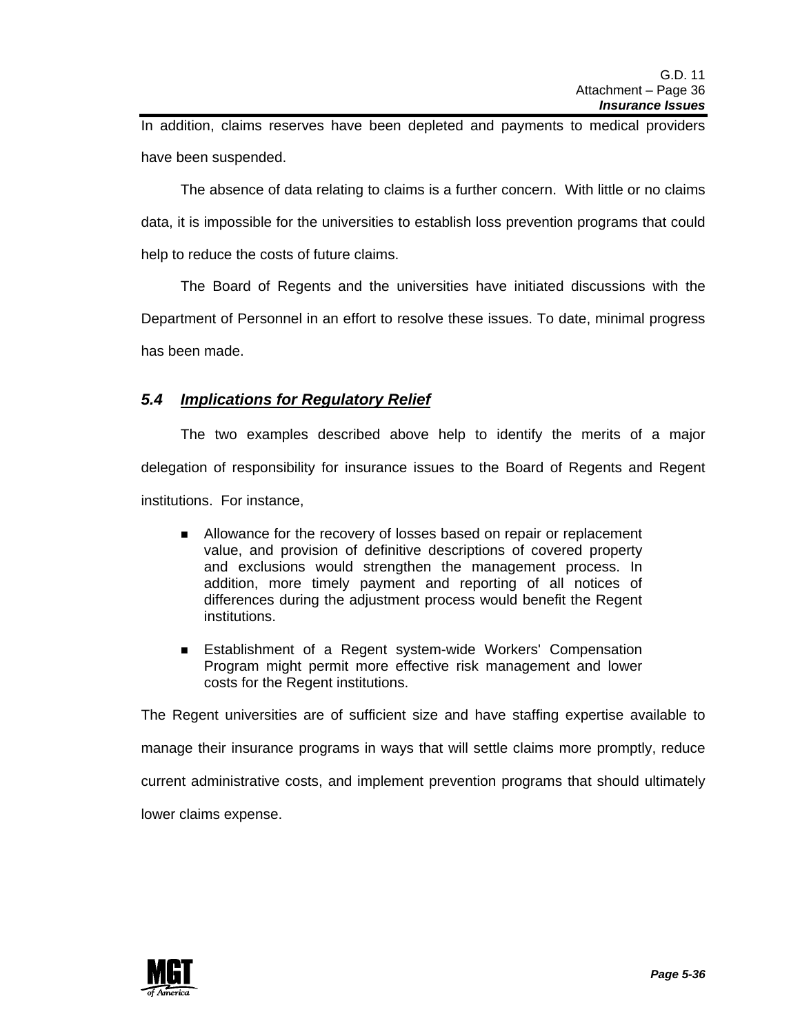In addition, claims reserves have been depleted and payments to medical providers have been suspended.

The absence of data relating to claims is a further concern. With little or no claims data, it is impossible for the universities to establish loss prevention programs that could help to reduce the costs of future claims.

The Board of Regents and the universities have initiated discussions with the Department of Personnel in an effort to resolve these issues. To date, minimal progress has been made.

### *5.4 Implications for Regulatory Relief*

The two examples described above help to identify the merits of a major delegation of responsibility for insurance issues to the Board of Regents and Regent institutions. For instance,

- Allowance for the recovery of losses based on repair or replacement value, and provision of definitive descriptions of covered property and exclusions would strengthen the management process. In addition, more timely payment and reporting of all notices of differences during the adjustment process would benefit the Regent institutions.
- Establishment of a Regent system-wide Workers' Compensation Program might permit more effective risk management and lower costs for the Regent institutions.

The Regent universities are of sufficient size and have staffing expertise available to manage their insurance programs in ways that will settle claims more promptly, reduce current administrative costs, and implement prevention programs that should ultimately lower claims expense.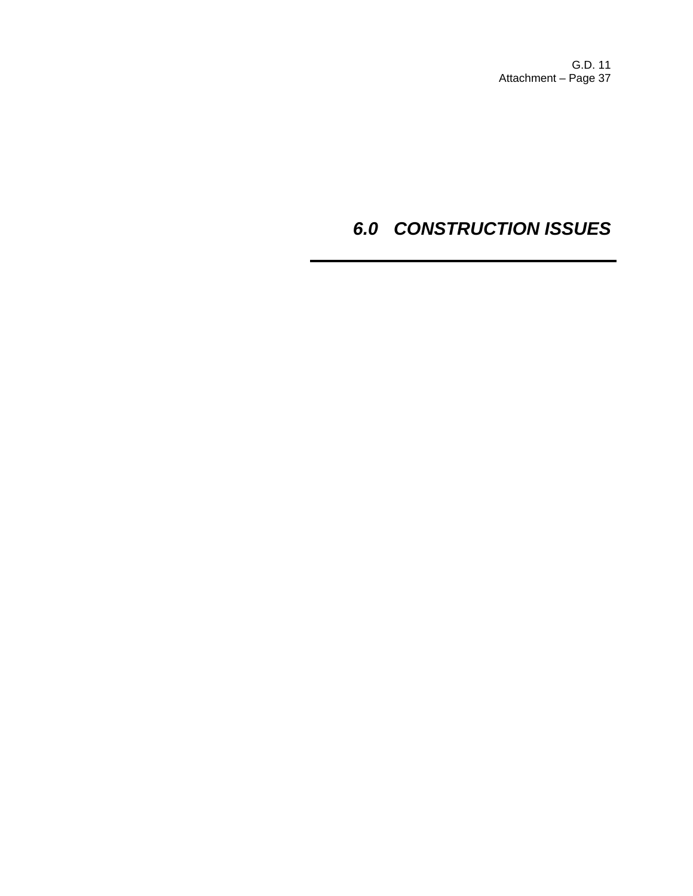# *6.0 CONSTRUCTION ISSUES*

---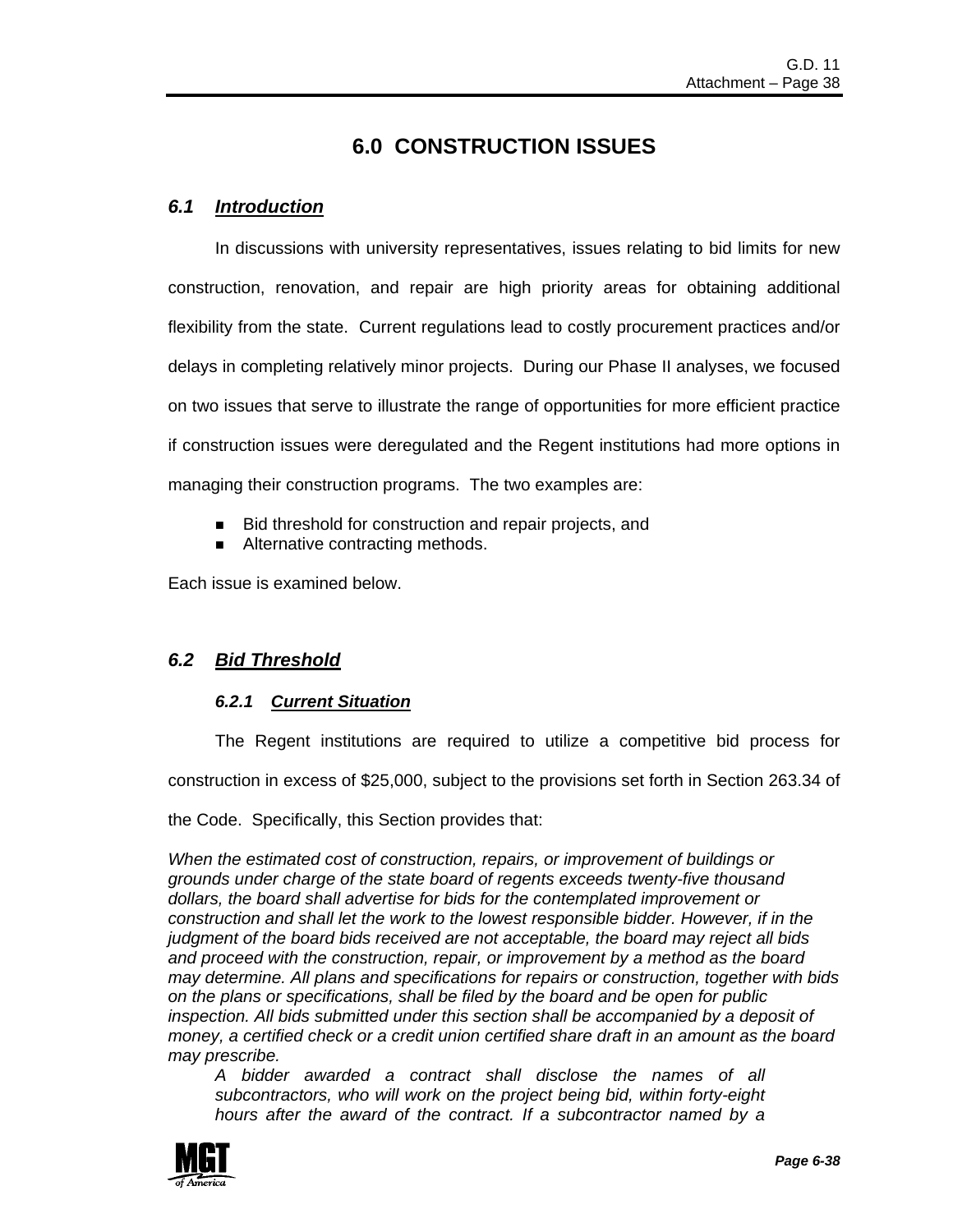# 6.0 CONSTRUCTION ISSUES

## *6.1 Introduction*

In discussions with university representatives, issues relating to bid limits for new construction, renovation, and repair are high priority areas for obtaining additional flexibility from the state. Current regulations lead to costly procurement practices and/or delays in completing relatively minor projects. During our Phase II analyses, we focused on two issues that serve to illustrate the range of opportunities for more efficient practice if construction issues were deregulated and the Regent institutions had more options in managing their construction programs. The two examples are:

- Bid threshold for construction and repair projects, and
- Alternative contracting methods.

Each issue is examined below.

## *6.2 Bid Threshold*

### *6.2.1 Current Situation*

The Regent institutions are required to utilize a competitive bid process for construction in excess of $25,000, subject to the provisions set forth in Section 263.34 of the Code. Specifically, this Section provides that:

*When the estimated cost of construction, repairs, or improvement of buildings or grounds under charge of the state board of regents exceeds twenty-five thousand dollars, the board shall advertise for bids for the contemplated improvement or construction and shall let the work to the lowest responsible bidder. However, if in the judgment of the board bids received are not acceptable, the board may reject all bids and proceed with the construction, repair, or improvement by a method as the board may determine. All plans and specifications for repairs or construction, together with bids on the plans or specifications, shall be filed by the board and be open for public inspection. All bids submitted under this section shall be accompanied by a deposit of money, a certified check or a credit union certified share draft in an amount as the board may prescribe.*

> *A bidder awarded a contract shall disclose the names of all subcontractors, who will work on the project being bid, within forty-eight hours after the award of the contract. If a subcontractor named by a*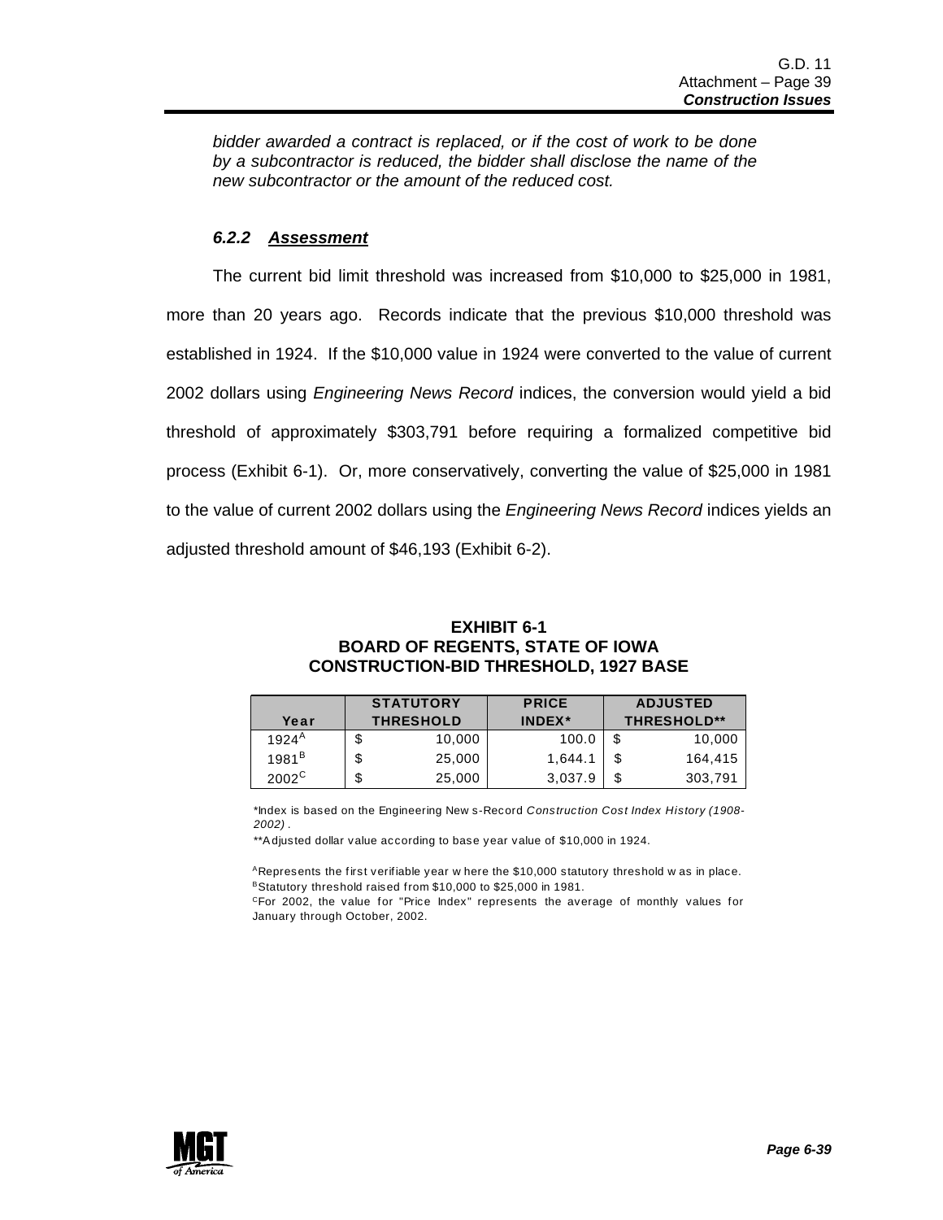*bidder awarded a contract is replaced, or if the cost of work to be done by a subcontractor is reduced, the bidder shall disclose the name of the new subcontractor or the amount of the reduced cost.*

### *6.2.2 Assessment*

The current bid limit threshold was increased from $10,000 to $25,000 in 1981, more than 20 years ago. Records indicate that the previous $10,000 threshold was established in 1924. If the $10,000 value in 1924 were converted to the value of current 2002 dollars using *Engineering News Record* indices, the conversion would yield a bid threshold of approximately $303,791 before requiring a formalized competitive bid process (Exhibit 6-1). Or, more conservatively, converting the value of $25,000 in 1981 to the value of current 2002 dollars using the *Engineering News Record* indices yields an adjusted threshold amount of $46,193 (Exhibit 6-2).

**EXHIBIT 6-1**
**BOARD OF REGENTS, STATE OF IOWA**
**CONSTRUCTION-BID THRESHOLD, 1927 BASE**

| Year | STATUTORY THRESHOLD | PRICE INDEX* | ADJUSTED THRESHOLD** |
|---|---|---|---|
| 1924[A] | $ 10,000 | 100.0 | $ 10,000 |
| 1981[B] | $ 25,000 | 1,644.1 | $ 164,415 |
| 2002[C] | $ 25,000 | 3,037.9 | $ 303,791 |

*Index is based on the Engineering News-Record *Construction Cost Index History (1908-2002)*.

**Adjusted dollar value according to base year value of $10,000 in 1924.

[A]Represents the first verifiable year where the $10,000 statutory threshold was in place.
[B]Statutory threshold raised from $10,000 to $25,000 in 1981.
[C]For 2002, the value for "Price Index" represents the average of monthly values for January through October, 2002.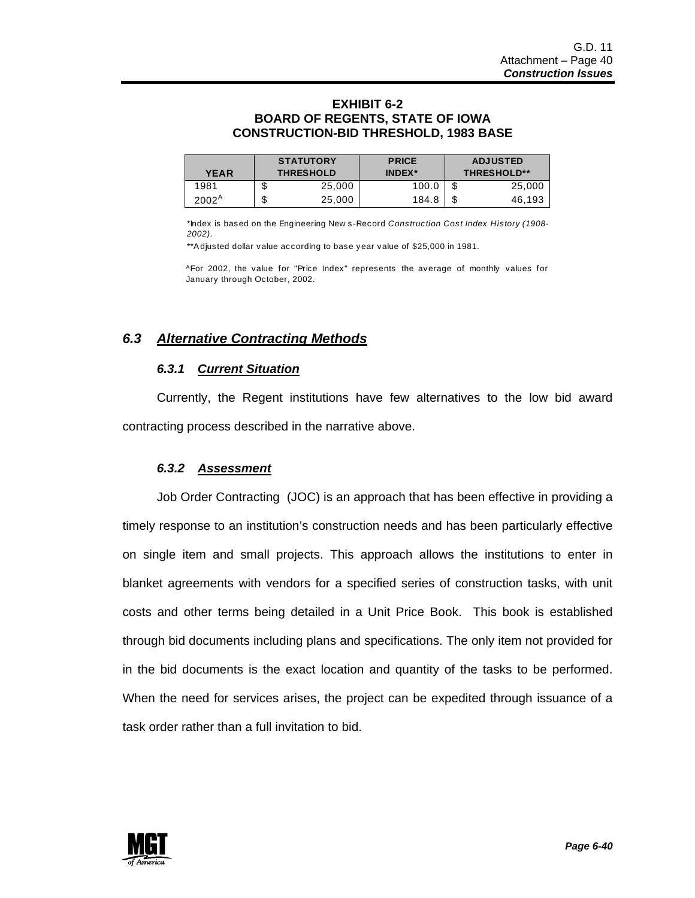**EXHIBIT 6-2**
**BOARD OF REGENTS, STATE OF IOWA**
**CONSTRUCTION-BID THRESHOLD, 1983 BASE**

| YEAR | STATUTORY THRESHOLD | PRICE INDEX* | ADJUSTED THRESHOLD** |
|---|---|---|---|
| 1981 | $ 25,000 | 100.0 | $ 25,000 |
| 2002[A] | $ 25,000 | 184.8 | $ 46,193 |

*Index is based on the Engineering News-Record *Construction Cost Index History (1908-2002)*.

**Adjusted dollar value according to base year value of $25,000 in 1981.

[A]For 2002, the value for "Price Index" represents the average of monthly values for January through October, 2002.

## *6.3 Alternative Contracting Methods*

### *6.3.1 Current Situation*

Currently, the Regent institutions have few alternatives to the low bid award contracting process described in the narrative above.

### *6.3.2 Assessment*

Job Order Contracting (JOC) is an approach that has been effective in providing a timely response to an institution's construction needs and has been particularly effective on single item and small projects. This approach allows the institutions to enter in blanket agreements with vendors for a specified series of construction tasks, with unit costs and other terms being detailed in a Unit Price Book. This book is established through bid documents including plans and specifications. The only item not provided for in the bid documents is the exact location and quantity of the tasks to be performed. When the need for services arises, the project can be expedited through issuance of a task order rather than a full invitation to bid.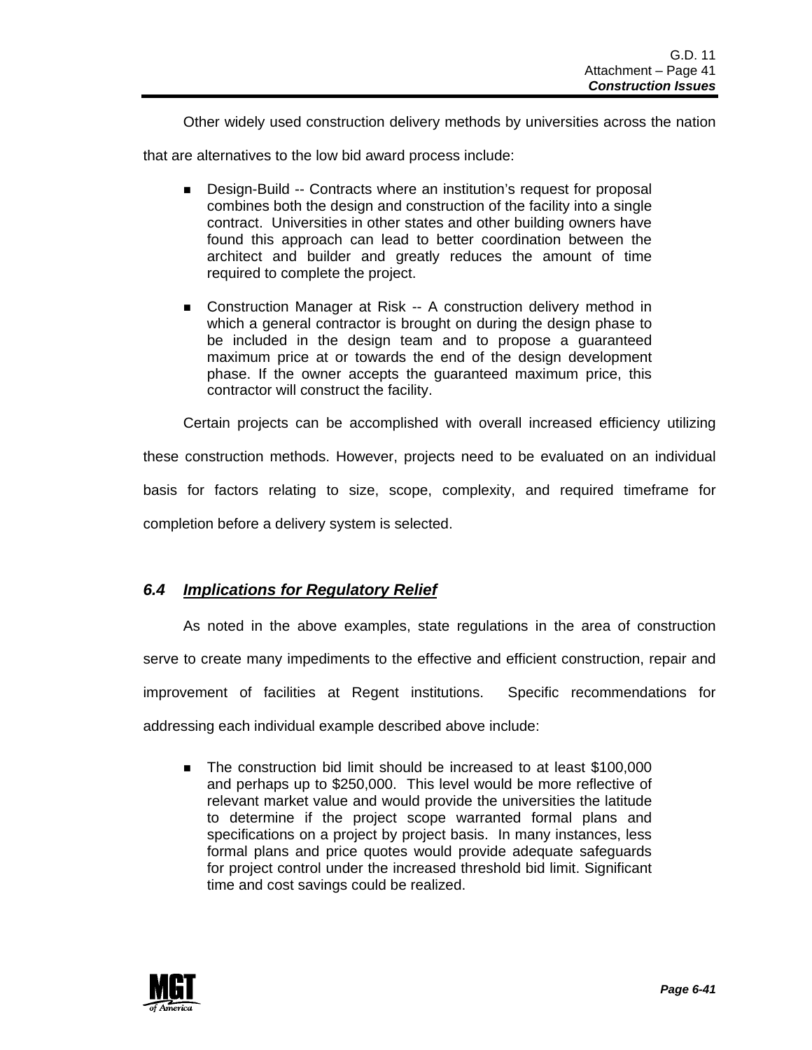Other widely used construction delivery methods by universities across the nation that are alternatives to the low bid award process include:

- Design-Build -- Contracts where an institution's request for proposal combines both the design and construction of the facility into a single contract. Universities in other states and other building owners have found this approach can lead to better coordination between the architect and builder and greatly reduces the amount of time required to complete the project.

- Construction Manager at Risk -- A construction delivery method in which a general contractor is brought on during the design phase to be included in the design team and to propose a guaranteed maximum price at or towards the end of the design development phase. If the owner accepts the guaranteed maximum price, this contractor will construct the facility.

Certain projects can be accomplished with overall increased efficiency utilizing these construction methods. However, projects need to be evaluated on an individual basis for factors relating to size, scope, complexity, and required timeframe for completion before a delivery system is selected.

## *6.4 Implications for Regulatory Relief*

As noted in the above examples, state regulations in the area of construction serve to create many impediments to the effective and efficient construction, repair and improvement of facilities at Regent institutions. Specific recommendations for addressing each individual example described above include:

- The construction bid limit should be increased to at least $100,000 and perhaps up to $250,000. This level would be more reflective of relevant market value and would provide the universities the latitude to determine if the project scope warranted formal plans and specifications on a project by project basis. In many instances, less formal plans and price quotes would provide adequate safeguards for project control under the increased threshold bid limit. Significant time and cost savings could be realized.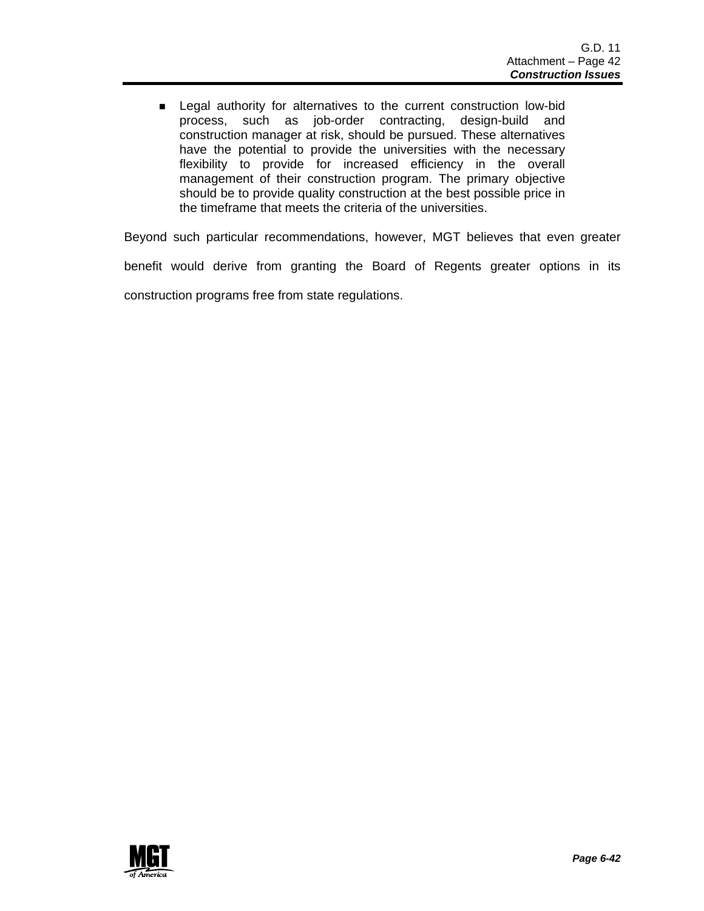- Legal authority for alternatives to the current construction low-bid process, such as job-order contracting, design-build and construction manager at risk, should be pursued. These alternatives have the potential to provide the universities with the necessary flexibility to provide for increased efficiency in the overall management of their construction program. The primary objective should be to provide quality construction at the best possible price in the timeframe that meets the criteria of the universities.

Beyond such particular recommendations, however, MGT believes that even greater benefit would derive from granting the Board of Regents greater options in its construction programs free from state regulations.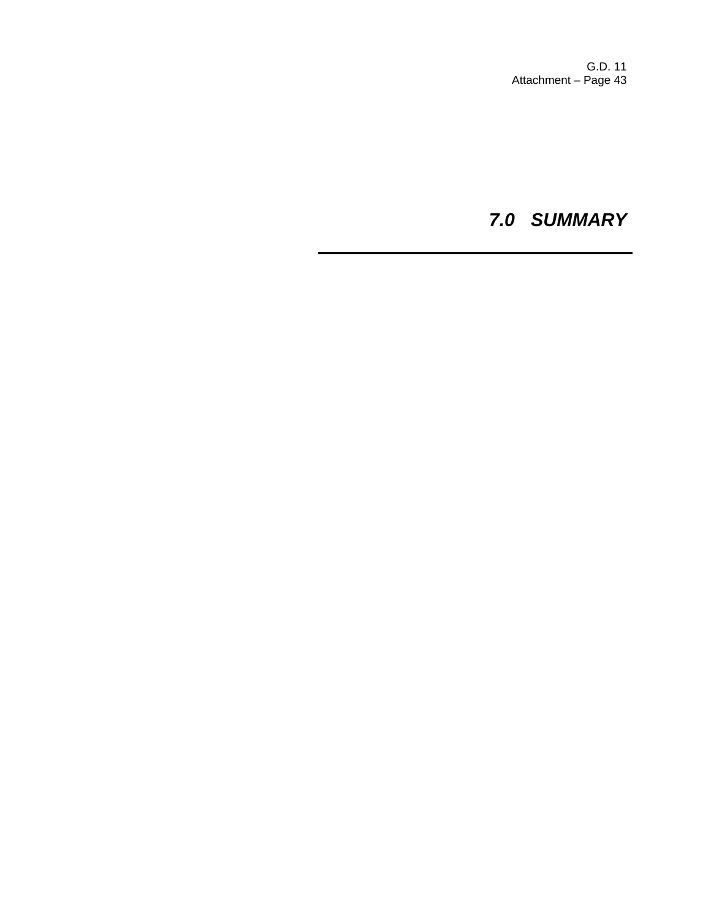# *7.0 SUMMARY*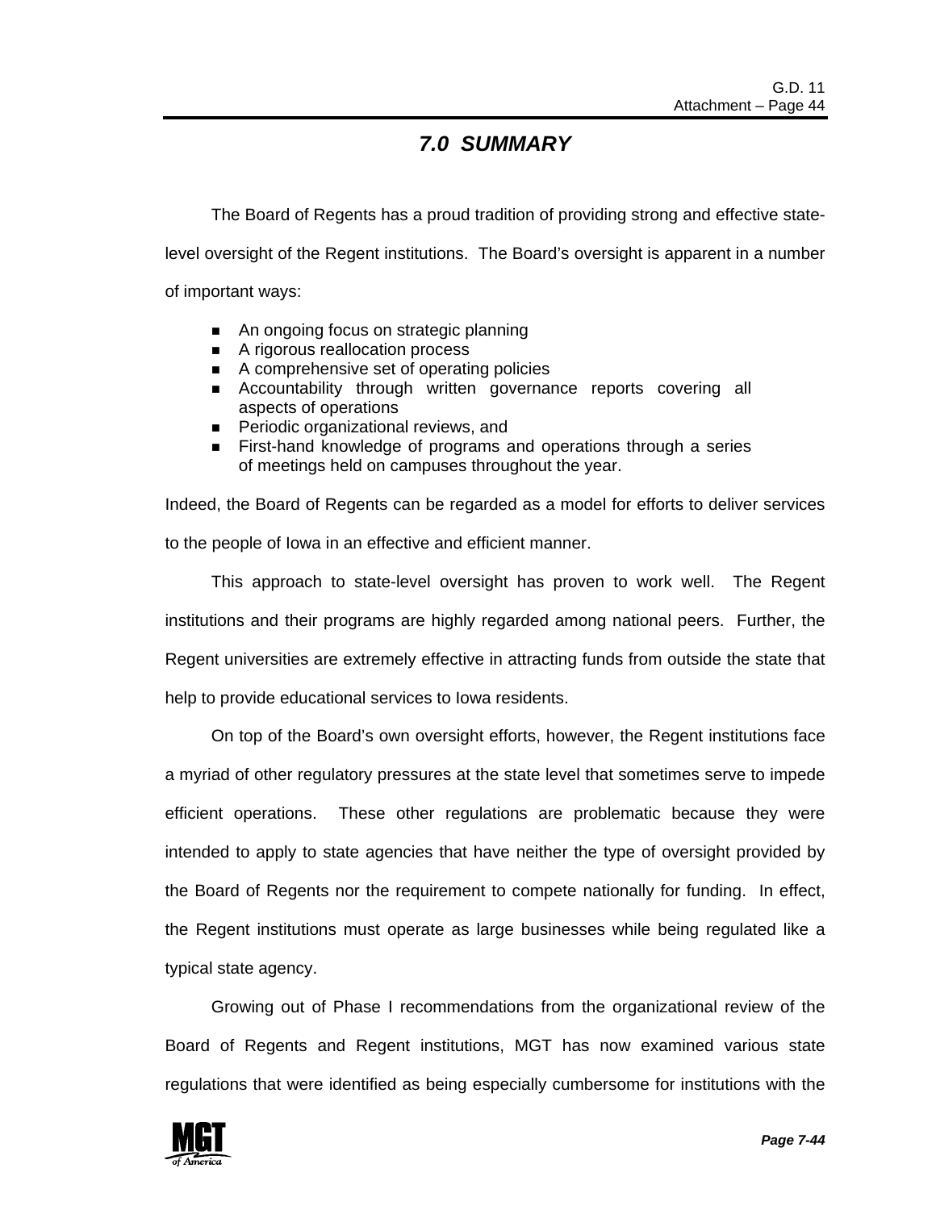# 7.0 SUMMARY

The Board of Regents has a proud tradition of providing strong and effective state-level oversight of the Regent institutions. The Board's oversight is apparent in a number of important ways:

- An ongoing focus on strategic planning
- A rigorous reallocation process
- A comprehensive set of operating policies
- Accountability through written governance reports covering all aspects of operations
- Periodic organizational reviews, and
- First-hand knowledge of programs and operations through a series of meetings held on campuses throughout the year.

Indeed, the Board of Regents can be regarded as a model for efforts to deliver services to the people of Iowa in an effective and efficient manner.

This approach to state-level oversight has proven to work well. The Regent institutions and their programs are highly regarded among national peers. Further, the Regent universities are extremely effective in attracting funds from outside the state that help to provide educational services to Iowa residents.

On top of the Board's own oversight efforts, however, the Regent institutions face a myriad of other regulatory pressures at the state level that sometimes serve to impede efficient operations. These other regulations are problematic because they were intended to apply to state agencies that have neither the type of oversight provided by the Board of Regents nor the requirement to compete nationally for funding. In effect, the Regent institutions must operate as large businesses while being regulated like a typical state agency.

Growing out of Phase I recommendations from the organizational review of the Board of Regents and Regent institutions, MGT has now examined various state regulations that were identified as being especially cumbersome for institutions with the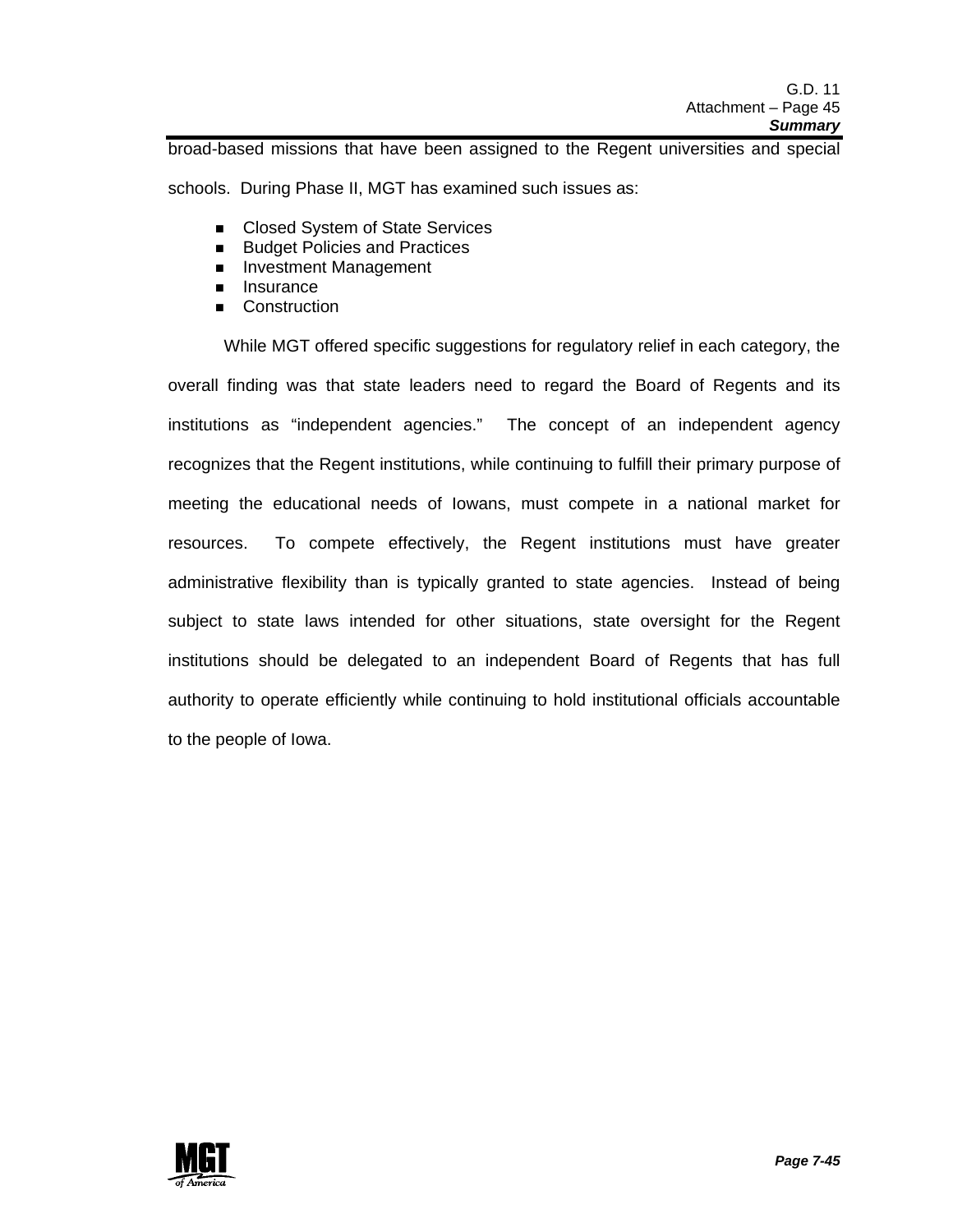broad-based missions that have been assigned to the Regent universities and special schools. During Phase II, MGT has examined such issues as:

- Closed System of State Services
- Budget Policies and Practices
- Investment Management
- Insurance
- Construction

While MGT offered specific suggestions for regulatory relief in each category, the overall finding was that state leaders need to regard the Board of Regents and its institutions as "independent agencies." The concept of an independent agency recognizes that the Regent institutions, while continuing to fulfill their primary purpose of meeting the educational needs of Iowans, must compete in a national market for resources. To compete effectively, the Regent institutions must have greater administrative flexibility than is typically granted to state agencies. Instead of being subject to state laws intended for other situations, state oversight for the Regent institutions should be delegated to an independent Board of Regents that has full authority to operate efficiently while continuing to hold institutional officials accountable to the people of Iowa.